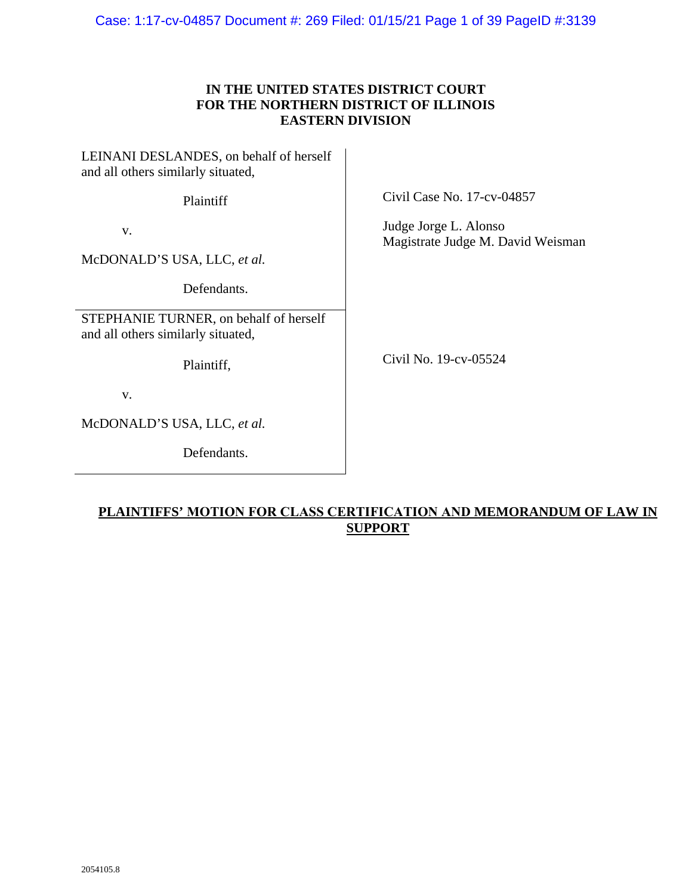**IN THE UNITED STATES DISTRICT COURT**
**FOR THE NORTHERN DISTRICT OF ILLINOIS**
**EASTERN DIVISION**

| | |
|---|---|
| LEINANI DESLANDES, on behalf of herself and all others similarly situated,<br><br>Plaintiff<br><br>v.<br><br>McDONALD'S USA, LLC, *et al.*<br><br>Defendants. | Civil Case No. 17-cv-04857<br><br>Judge Jorge L. Alonso<br>Magistrate Judge M. David Weisman |
| STEPHANIE TURNER, on behalf of herself and all others similarly situated,<br><br>Plaintiff,<br><br>v.<br><br>McDONALD'S USA, LLC, *et al.*<br><br>Defendants. | Civil No. 19-cv-05524 |

**PLAINTIFFS' MOTION FOR CLASS CERTIFICATION AND MEMORANDUM OF LAW IN SUPPORT**

2054105.8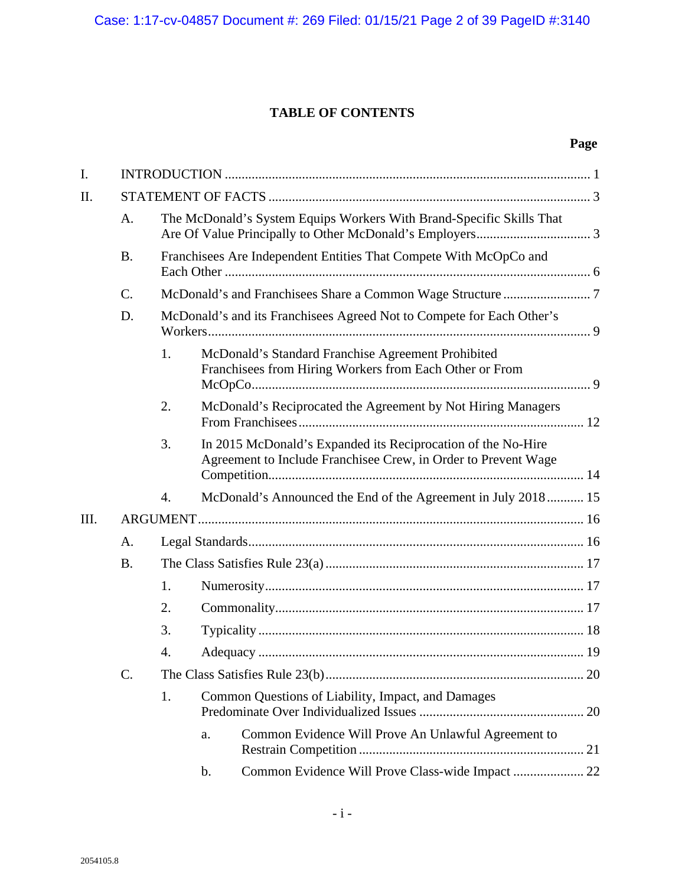## TABLE OF CONTENTS

**Page**

I. INTRODUCTION ........................................................ 1

II. STATEMENT OF FACTS ........................................................ 3

- A. The McDonald's System Equips Workers With Brand-Specific Skills That Are Of Value Principally to Other McDonald's Employers ........................................................ 3
- B. Franchisees Are Independent Entities That Compete With McOpCo and Each Other ........................................................ 6
- C. McDonald's and Franchisees Share a Common Wage Structure ........................................................ 7
- D. McDonald's and its Franchisees Agreed Not to Compete for Each Other's Workers ........................................................ 9
  1. McDonald's Standard Franchise Agreement Prohibited Franchisees from Hiring Workers from Each Other or From McOpCo ........................................................ 9
  2. McDonald's Reciprocated the Agreement by Not Hiring Managers From Franchisees ........................................................ 12
  3. In 2015 McDonald's Expanded its Reciprocation of the No-Hire Agreement to Include Franchisee Crew, in Order to Prevent Wage Competition ........................................................ 14
  4. McDonald's Announced the End of the Agreement in July 2018 ........................................................ 15

III. ARGUMENT ........................................................ 16

- A. Legal Standards ........................................................ 16
- B. The Class Satisfies Rule 23(a) ........................................................ 17
  1. Numerosity ........................................................ 17
  2. Commonality ........................................................ 17
  3. Typicality ........................................................ 18
  4. Adequacy ........................................................ 19
- C. The Class Satisfies Rule 23(b) ........................................................ 20
  1. Common Questions of Liability, Impact, and Damages Predominate Over Individualized Issues ........................................................ 20
     - a. Common Evidence Will Prove An Unlawful Agreement to Restrain Competition ........................................................ 21
     - b. Common Evidence Will Prove Class-wide Impact ........................................................ 22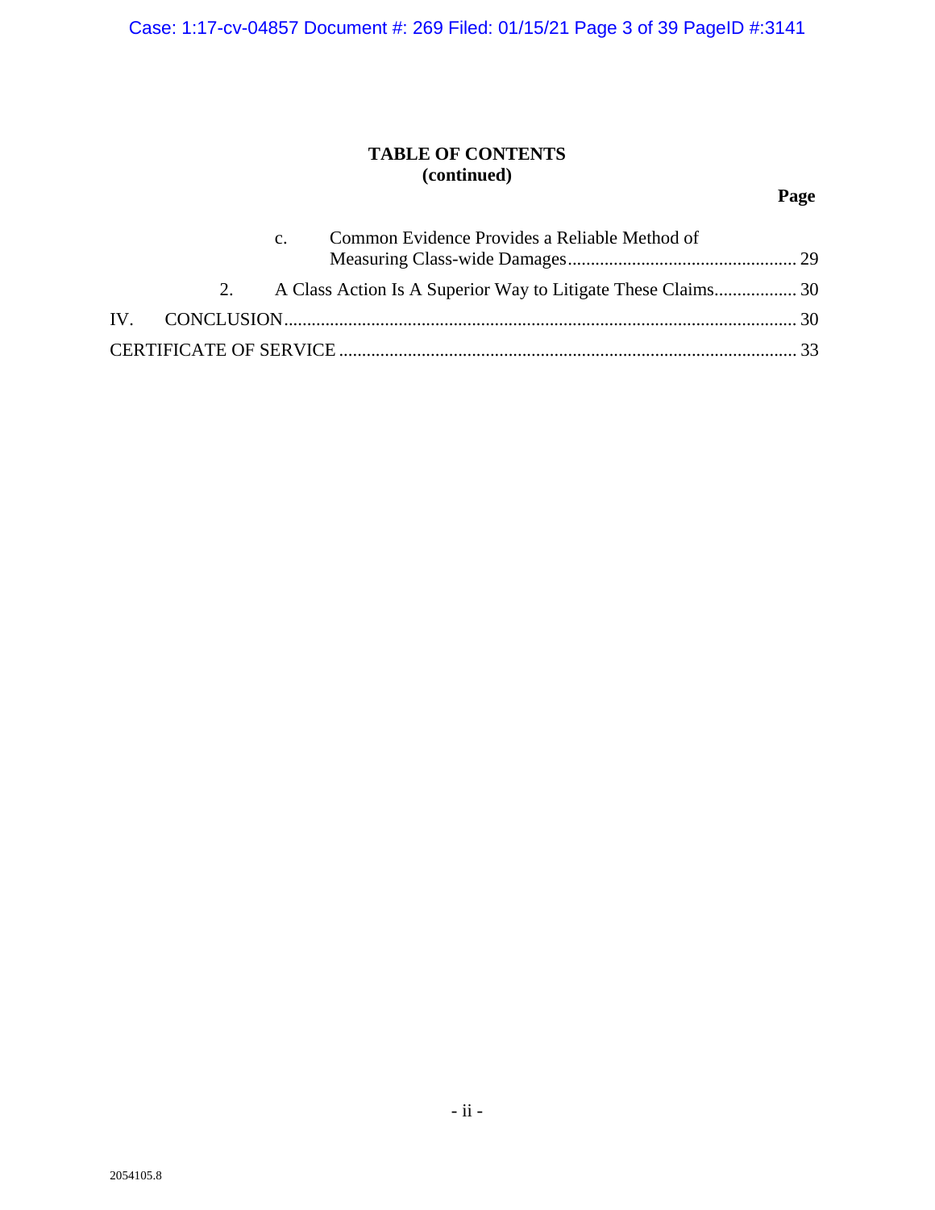**TABLE OF CONTENTS**
**(continued)**

**Page**

c. Common Evidence Provides a Reliable Method of Measuring Class-wide Damages .................................................. 29

2. A Class Action Is A Superior Way to Litigate These Claims.................. 30

IV. CONCLUSION................................................................................................. 30

CERTIFICATE OF SERVICE .................................................................................... 33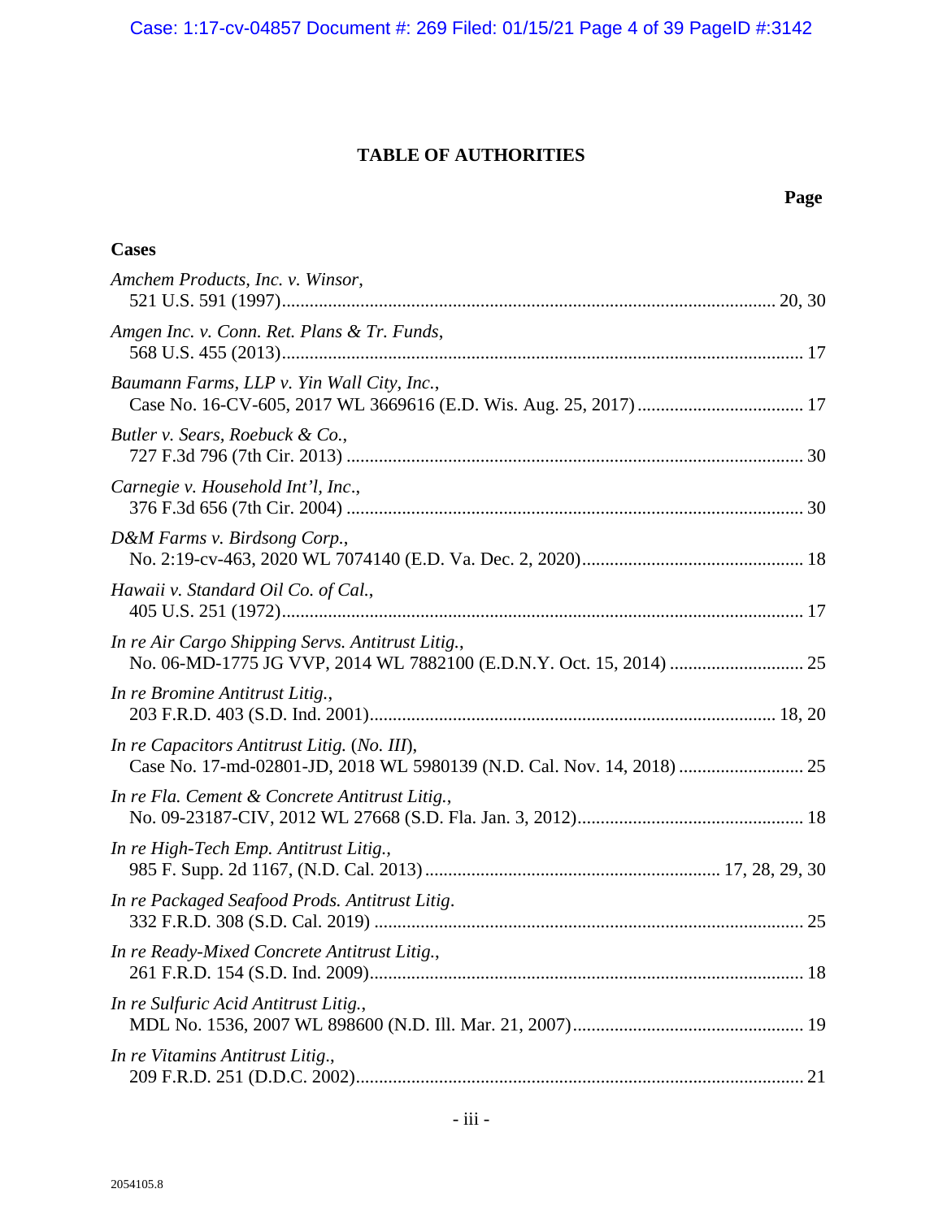## TABLE OF AUTHORITIES

**Page**

### Cases

*Amchem Products, Inc. v. Winsor*,
521 U.S. 591 (1997).......................................................................................................... 20, 30

*Amgen Inc. v. Conn. Ret. Plans & Tr. Funds*,
568 U.S. 455 (2013)............................................................................................................... 17

*Baumann Farms, LLP v. Yin Wall City, Inc.*,
Case No. 16-CV-605, 2017 WL 3669616 (E.D. Wis. Aug. 25, 2017).................................... 17

*Butler v. Sears, Roebuck & Co.*,
727 F.3d 796 (7th Cir. 2013) .................................................................................................. 30

*Carnegie v. Household Int'l, Inc*.,
376 F.3d 656 (7th Cir. 2004) .................................................................................................. 30

*D&M Farms v. Birdsong Corp.*,
No. 2:19-cv-463, 2020 WL 7074140 (E.D. Va. Dec. 2, 2020)............................................... 18

*Hawaii v. Standard Oil Co. of Cal.*,
405 U.S. 251 (1972)............................................................................................................... 17

*In re Air Cargo Shipping Servs. Antitrust Litig.*,
No. 06-MD-1775 JG VVP, 2014 WL 7882100 (E.D.N.Y. Oct. 15, 2014) ............................ 25

*In re Bromine Antitrust Litig.*,
203 F.R.D. 403 (S.D. Ind. 2001)...................................................................................... 18, 20

*In re Capacitors Antitrust Litig. (No. III)*,
Case No. 17-md-02801-JD, 2018 WL 5980139 (N.D. Cal. Nov. 14, 2018) .......................... 25

*In re Fla. Cement & Concrete Antitrust Litig.*,
No. 09-23187-CIV, 2012 WL 27668 (S.D. Fla. Jan. 3, 2012)................................................ 18

*In re High-Tech Emp. Antitrust Litig.*,
985 F. Supp. 2d 1167, (N.D. Cal. 2013) ............................................................... 17, 28, 29, 30

*In re Packaged Seafood Prods. Antitrust Litig*.
332 F.R.D. 308 (S.D. Cal. 2019) ........................................................................................... 25

*In re Ready-Mixed Concrete Antitrust Litig.*,
261 F.R.D. 154 (S.D. Ind. 2009)............................................................................................ 18

*In re Sulfuric Acid Antitrust Litig.*,
MDL No. 1536, 2007 WL 898600 (N.D. Ill. Mar. 21, 2007)................................................. 19

*In re Vitamins Antitrust Litig*.,
209 F.R.D. 251 (D.D.C. 2002)............................................................................................... 21

2054105.8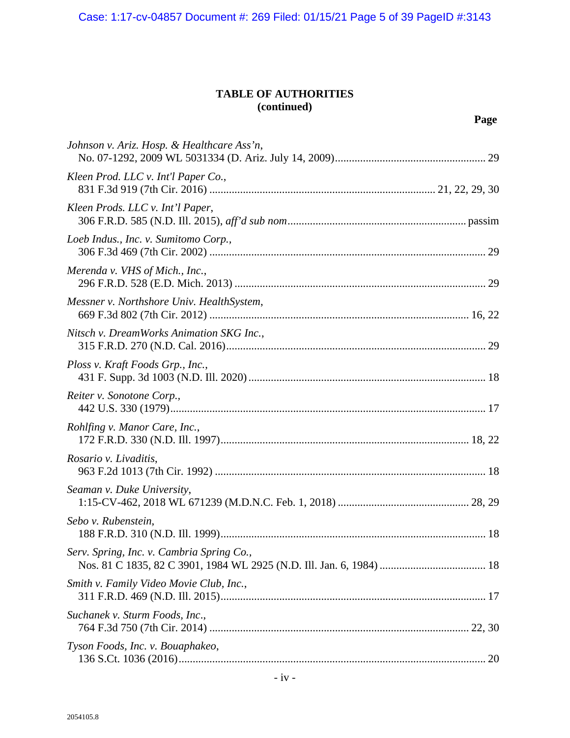**TABLE OF AUTHORITIES**
**(continued)**

**Page**

*Johnson v. Ariz. Hosp. & Healthcare Ass'n*,
No. 07-1292, 2009 WL 5031334 (D. Ariz. July 14, 2009) ..... 29

*Kleen Prod. LLC v. Int'l Paper Co.*,
831 F.3d 919 (7th Cir. 2016) ..... 21, 22, 29, 30

*Kleen Prods. LLC v. Int'l Paper*,
306 F.R.D. 585 (N.D. Ill. 2015), *aff'd sub nom* ..... passim

*Loeb Indus., Inc. v. Sumitomo Corp.*,
306 F.3d 469 (7th Cir. 2002) ..... 29

*Merenda v. VHS of Mich., Inc.*,
296 F.R.D. 528 (E.D. Mich. 2013) ..... 29

*Messner v. Northshore Univ. HealthSystem*,
669 F.3d 802 (7th Cir. 2012) ..... 16, 22

*Nitsch v. DreamWorks Animation SKG Inc.*,
315 F.R.D. 270 (N.D. Cal. 2016) ..... 29

*Ploss v. Kraft Foods Grp., Inc.*,
431 F. Supp. 3d 1003 (N.D. Ill. 2020) ..... 18

*Reiter v. Sonotone Corp.*,
442 U.S. 330 (1979) ..... 17

*Rohlfing v. Manor Care, Inc.*,
172 F.R.D. 330 (N.D. Ill. 1997) ..... 18, 22

*Rosario v. Livaditis*,
963 F.2d 1013 (7th Cir. 1992) ..... 18

*Seaman v. Duke University*,
1:15-CV-462, 2018 WL 671239 (M.D.N.C. Feb. 1, 2018) ..... 28, 29

*Sebo v. Rubenstein*,
188 F.R.D. 310 (N.D. Ill. 1999) ..... 18

*Serv. Spring, Inc. v. Cambria Spring Co.*,
Nos. 81 C 1835, 82 C 3901, 1984 WL 2925 (N.D. Ill. Jan. 6, 1984) ..... 18

*Smith v. Family Video Movie Club, Inc.*,
311 F.R.D. 469 (N.D. Ill. 2015) ..... 17

*Suchanek v. Sturm Foods, Inc.*,
764 F.3d 750 (7th Cir. 2014) ..... 22, 30

*Tyson Foods, Inc. v. Bouaphakeo*,
136 S.Ct. 1036 (2016) ..... 20

2054105.8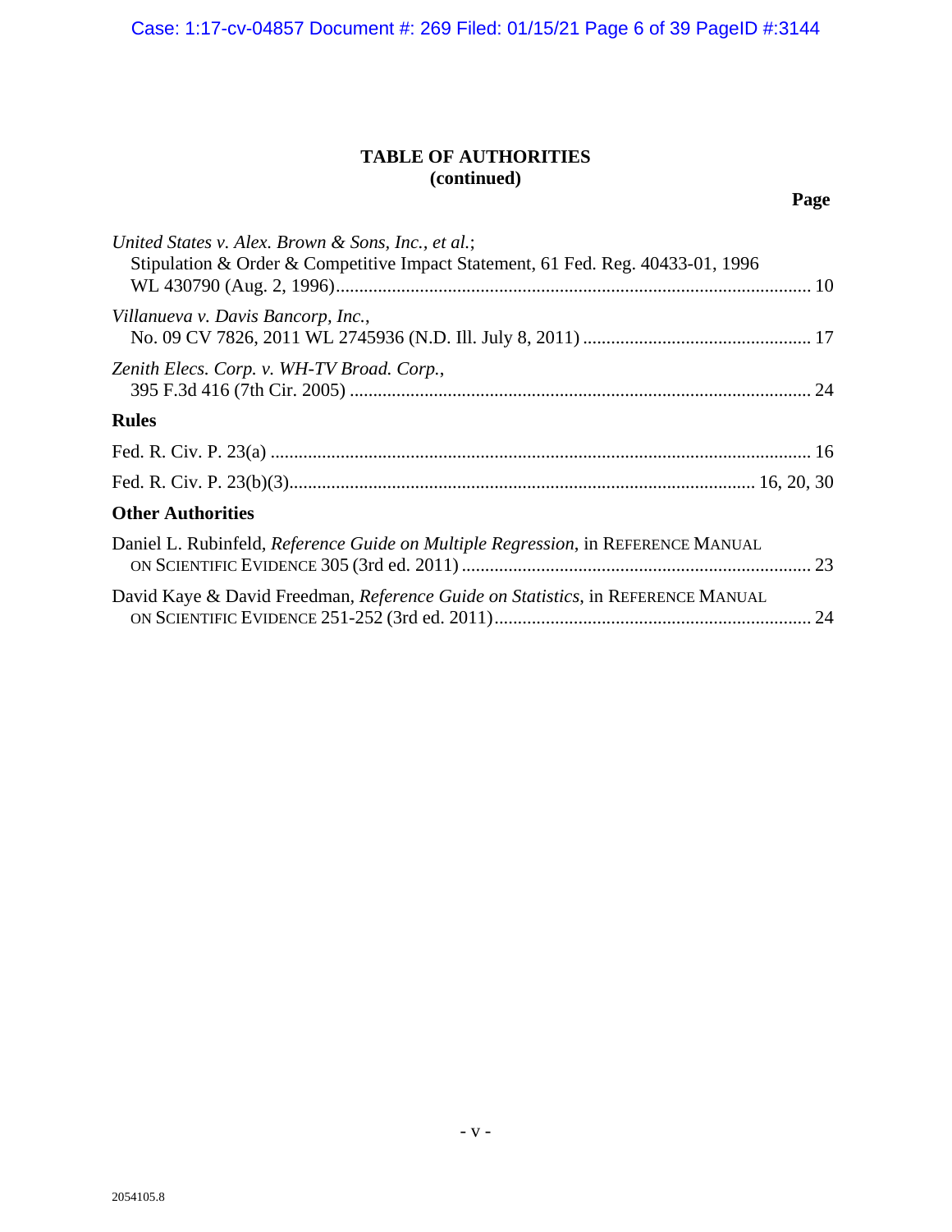# TABLE OF AUTHORITIES
## (continued)

**Page**

*United States v. Alex. Brown & Sons, Inc., et al.*;
Stipulation & Order & Competitive Impact Statement, 61 Fed. Reg. 40433-01, 1996 WL 430790 (Aug. 2, 1996) ........................................................................................................ 10

*Villanueva v. Davis Bancorp, Inc.*,
No. 09 CV 7826, 2011 WL 2745936 (N.D. Ill. July 8, 2011) ................................................ 17

*Zenith Elecs. Corp. v. WH-TV Broad. Corp.*,
395 F.3d 416 (7th Cir. 2005) .................................................................................................. 24

**Rules**

Fed. R. Civ. P. 23(a) .................................................................................................................... 16

Fed. R. Civ. P. 23(b)(3)................................................................................................... 16, 20, 30

**Other Authorities**

Daniel L. Rubinfeld, *Reference Guide on Multiple Regression*, in REFERENCE MANUAL ON SCIENTIFIC EVIDENCE 305 (3rd ed. 2011) ........................................................................... 23

David Kaye & David Freedman, *Reference Guide on Statistics*, in REFERENCE MANUAL ON SCIENTIFIC EVIDENCE 251-252 (3rd ed. 2011).................................................................... 24

2054105.8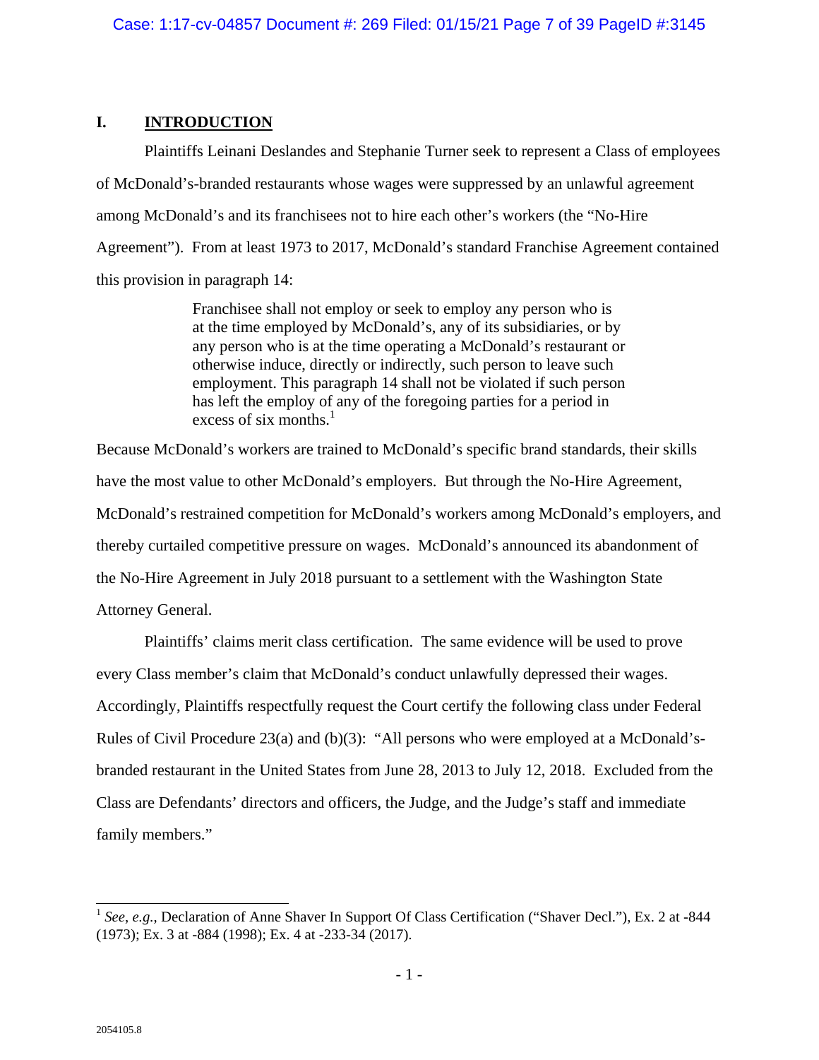## I. INTRODUCTION

Plaintiffs Leinani Deslandes and Stephanie Turner seek to represent a Class of employees of McDonald's-branded restaurants whose wages were suppressed by an unlawful agreement among McDonald's and its franchisees not to hire each other's workers (the "No-Hire Agreement"). From at least 1973 to 2017, McDonald's standard Franchise Agreement contained this provision in paragraph 14:

> Franchisee shall not employ or seek to employ any person who is at the time employed by McDonald's, any of its subsidiaries, or by any person who is at the time operating a McDonald's restaurant or otherwise induce, directly or indirectly, such person to leave such employment. This paragraph 14 shall not be violated if such person has left the employ of any of the foregoing parties for a period in excess of six months.[1]

Because McDonald's workers are trained to McDonald's specific brand standards, their skills have the most value to other McDonald's employers. But through the No-Hire Agreement, McDonald's restrained competition for McDonald's workers among McDonald's employers, and thereby curtailed competitive pressure on wages. McDonald's announced its abandonment of the No-Hire Agreement in July 2018 pursuant to a settlement with the Washington State Attorney General.

Plaintiffs' claims merit class certification. The same evidence will be used to prove every Class member's claim that McDonald's conduct unlawfully depressed their wages. Accordingly, Plaintiffs respectfully request the Court certify the following class under Federal Rules of Civil Procedure 23(a) and (b)(3): "All persons who were employed at a McDonald's-branded restaurant in the United States from June 28, 2013 to July 12, 2018. Excluded from the Class are Defendants' directors and officers, the Judge, and the Judge's staff and immediate family members."

---

[1] *See*, *e.g.*, Declaration of Anne Shaver In Support Of Class Certification ("Shaver Decl."), Ex. 2 at -844 (1973); Ex. 3 at -884 (1998); Ex. 4 at -233-34 (2017).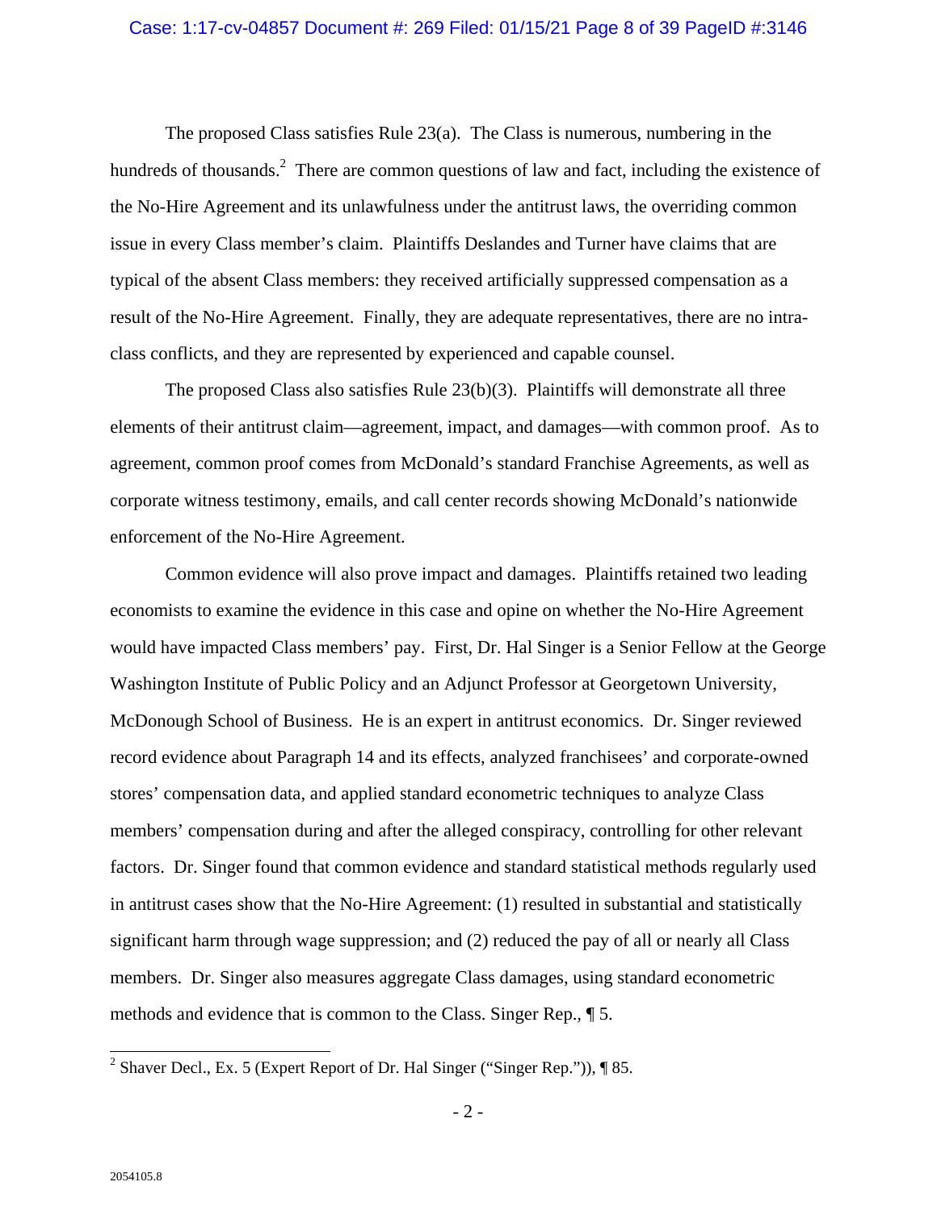The proposed Class satisfies Rule 23(a). The Class is numerous, numbering in the hundreds of thousands.[2] There are common questions of law and fact, including the existence of the No-Hire Agreement and its unlawfulness under the antitrust laws, the overriding common issue in every Class member's claim. Plaintiffs Deslandes and Turner have claims that are typical of the absent Class members: they received artificially suppressed compensation as a result of the No-Hire Agreement. Finally, they are adequate representatives, there are no intra-class conflicts, and they are represented by experienced and capable counsel.

The proposed Class also satisfies Rule 23(b)(3). Plaintiffs will demonstrate all three elements of their antitrust claim—agreement, impact, and damages—with common proof. As to agreement, common proof comes from McDonald's standard Franchise Agreements, as well as corporate witness testimony, emails, and call center records showing McDonald's nationwide enforcement of the No-Hire Agreement.

Common evidence will also prove impact and damages. Plaintiffs retained two leading economists to examine the evidence in this case and opine on whether the No-Hire Agreement would have impacted Class members' pay. First, Dr. Hal Singer is a Senior Fellow at the George Washington Institute of Public Policy and an Adjunct Professor at Georgetown University, McDonough School of Business. He is an expert in antitrust economics. Dr. Singer reviewed record evidence about Paragraph 14 and its effects, analyzed franchisees' and corporate-owned stores' compensation data, and applied standard econometric techniques to analyze Class members' compensation during and after the alleged conspiracy, controlling for other relevant factors. Dr. Singer found that common evidence and standard statistical methods regularly used in antitrust cases show that the No-Hire Agreement: (1) resulted in substantial and statistically significant harm through wage suppression; and (2) reduced the pay of all or nearly all Class members. Dr. Singer also measures aggregate Class damages, using standard econometric methods and evidence that is common to the Class. Singer Rep., ¶ 5.

---

[2] Shaver Decl., Ex. 5 (Expert Report of Dr. Hal Singer ("Singer Rep.")), ¶ 85.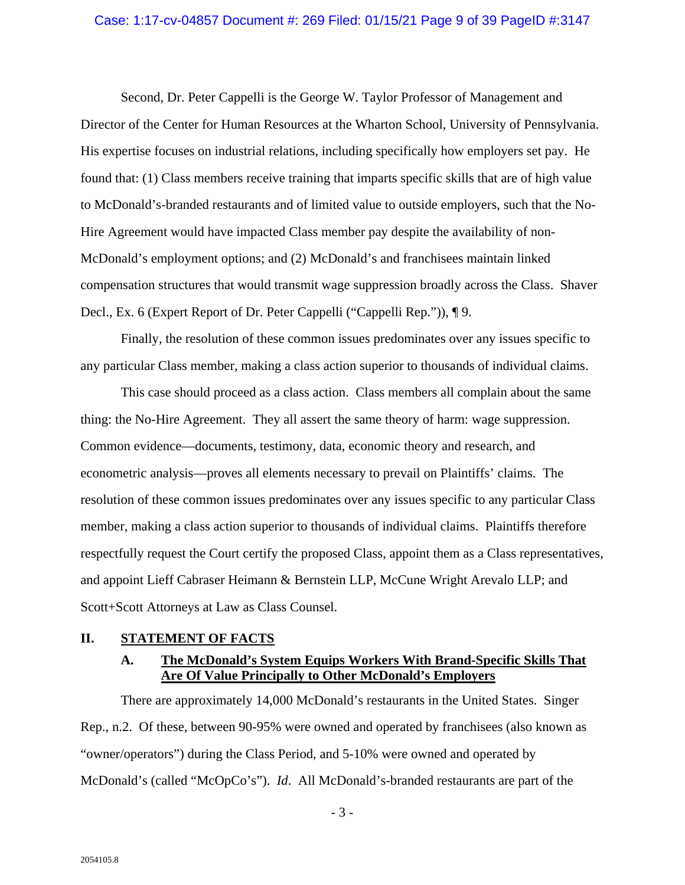Second, Dr. Peter Cappelli is the George W. Taylor Professor of Management and Director of the Center for Human Resources at the Wharton School, University of Pennsylvania. His expertise focuses on industrial relations, including specifically how employers set pay. He found that: (1) Class members receive training that imparts specific skills that are of high value to McDonald's-branded restaurants and of limited value to outside employers, such that the No-Hire Agreement would have impacted Class member pay despite the availability of non-McDonald's employment options; and (2) McDonald's and franchisees maintain linked compensation structures that would transmit wage suppression broadly across the Class. Shaver Decl., Ex. 6 (Expert Report of Dr. Peter Cappelli ("Cappelli Rep.")), ¶ 9.

Finally, the resolution of these common issues predominates over any issues specific to any particular Class member, making a class action superior to thousands of individual claims.

This case should proceed as a class action. Class members all complain about the same thing: the No-Hire Agreement. They all assert the same theory of harm: wage suppression. Common evidence—documents, testimony, data, economic theory and research, and econometric analysis—proves all elements necessary to prevail on Plaintiffs' claims. The resolution of these common issues predominates over any issues specific to any particular Class member, making a class action superior to thousands of individual claims. Plaintiffs therefore respectfully request the Court certify the proposed Class, appoint them as a Class representatives, and appoint Lieff Cabraser Heimann & Bernstein LLP, McCune Wright Arevalo LLP; and Scott+Scott Attorneys at Law as Class Counsel.

## II. STATEMENT OF FACTS

### A. The McDonald's System Equips Workers With Brand-Specific Skills That Are Of Value Principally to Other McDonald's Employers

There are approximately 14,000 McDonald's restaurants in the United States. Singer Rep., n.2. Of these, between 90-95% were owned and operated by franchisees (also known as "owner/operators") during the Class Period, and 5-10% were owned and operated by McDonald's (called "McOpCo's"). *Id*. All McDonald's-branded restaurants are part of the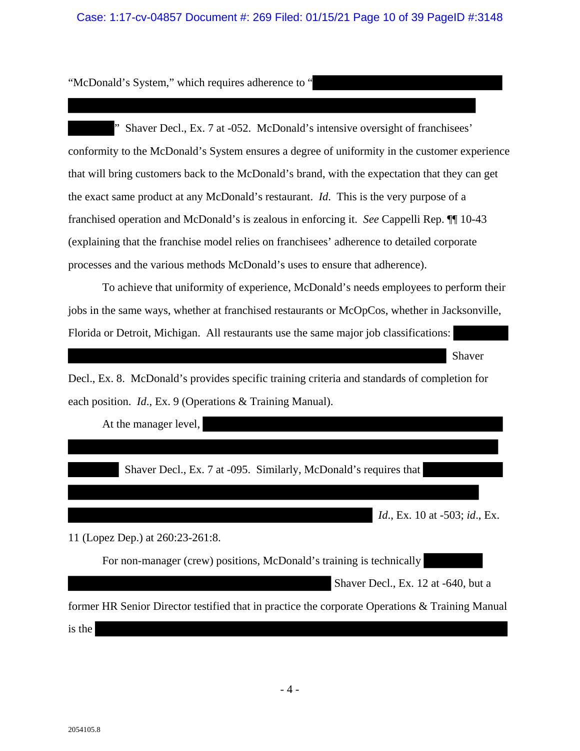"McDonald's System," which requires adherence to "

" Shaver Decl., Ex. 7 at -052. McDonald's intensive oversight of franchisees' conformity to the McDonald's System ensures a degree of uniformity in the customer experience that will bring customers back to the McDonald's brand, with the expectation that they can get the exact same product at any McDonald's restaurant. *Id.* This is the very purpose of a franchised operation and McDonald's is zealous in enforcing it. *See* Cappelli Rep. ¶¶ 10-43 (explaining that the franchise model relies on franchisees' adherence to detailed corporate processes and the various methods McDonald's uses to ensure that adherence).

To achieve that uniformity of experience, McDonald's needs employees to perform their jobs in the same ways, whether at franchised restaurants or McOpCos, whether in Jacksonville, Florida or Detroit, Michigan. All restaurants use the same major job classifications: Shaver Decl., Ex. 8. McDonald's provides specific training criteria and standards of completion for each position. *Id.*, Ex. 9 (Operations & Training Manual).

At the manager level, Shaver Decl., Ex. 7 at -095. Similarly, McDonald's requires that *Id.*, Ex. 10 at -503; *id.*, Ex. 11 (Lopez Dep.) at 260:23-261:8.

For non-manager (crew) positions, McDonald's training is technically Shaver Decl., Ex. 12 at -640, but a former HR Senior Director testified that in practice the corporate Operations & Training Manual is the

2054105.8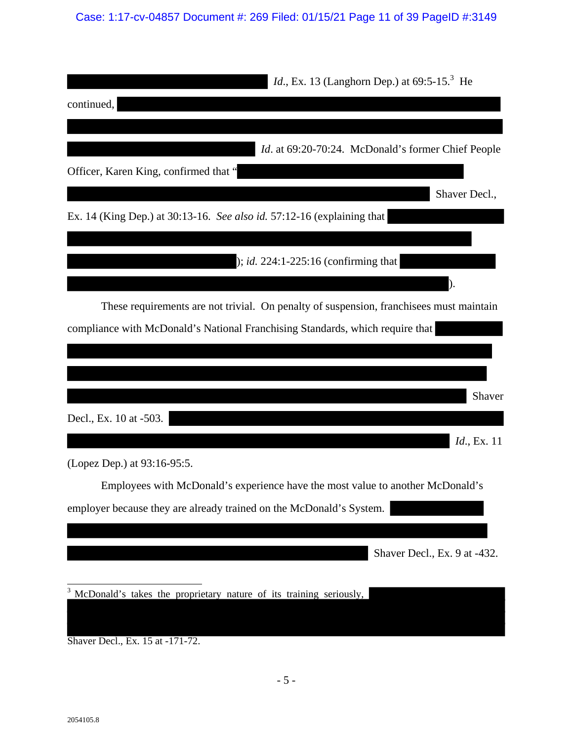*Id.*, Ex. 13 (Langhorn Dep.) at 69:5-15.[3] He continued, *Id.* at 69:20-70:24. McDonald's former Chief People Officer, Karen King, confirmed that " Shaver Decl., Ex. 14 (King Dep.) at 30:13-16. *See also id.* 57:12-16 (explaining that ); *id.* 224:1-225:16 (confirming that ).

These requirements are not trivial. On penalty of suspension, franchisees must maintain compliance with McDonald's National Franchising Standards, which require that Shaver Decl., Ex. 10 at -503. *Id.*, Ex. 11 (Lopez Dep.) at 93:16-95:5.

Employees with McDonald's experience have the most value to another McDonald's employer because they are already trained on the McDonald's System. Shaver Decl., Ex. 9 at -432.

---

[3] McDonald's takes the proprietary nature of its training seriously, Shaver Decl., Ex. 15 at -171-72.

2054105.8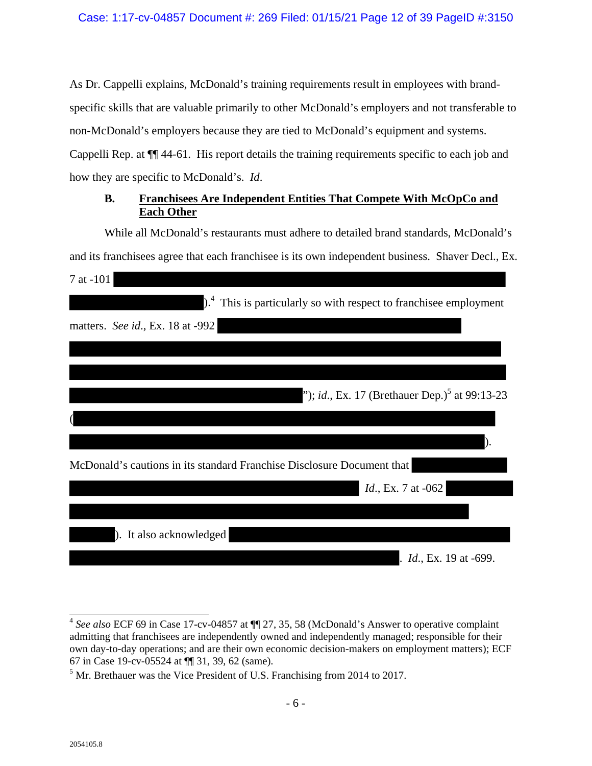As Dr. Cappelli explains, McDonald's training requirements result in employees with brand-specific skills that are valuable primarily to other McDonald's employers and not transferable to non-McDonald's employers because they are tied to McDonald's equipment and systems. Cappelli Rep. at ¶¶ 44-61. His report details the training requirements specific to each job and how they are specific to McDonald's. *Id*.

### B. Franchisees Are Independent Entities That Compete With McOpCo and Each Other

While all McDonald's restaurants must adhere to detailed brand standards, McDonald's and its franchisees agree that each franchisee is its own independent business. Shaver Decl., Ex. 7 at -101 ██████████████████████████████████).[4] This is particularly so with respect to franchisee employment matters. *See id*., Ex. 18 at -992 ██████████████████████████████████████████████████████████████████"); *id*., Ex. 17 (Brethauer Dep.)[5] at 99:13-23 (████████████████████████████████████████████████).

McDonald's cautions in its standard Franchise Disclosure Document that ██████████████████████████ *Id*., Ex. 7 at -062 ██████████████████████████████). It also acknowledged ██████████████████████████████. *Id*., Ex. 19 at -699.

---

[4] *See also* ECF 69 in Case 17-cv-04857 at ¶¶ 27, 35, 58 (McDonald's Answer to operative complaint admitting that franchisees are independently owned and independently managed; responsible for their own day-to-day operations; and are their own economic decision-makers on employment matters); ECF 67 in Case 19-cv-05524 at ¶¶ 31, 39, 62 (same).

[5] Mr. Brethauer was the Vice President of U.S. Franchising from 2014 to 2017.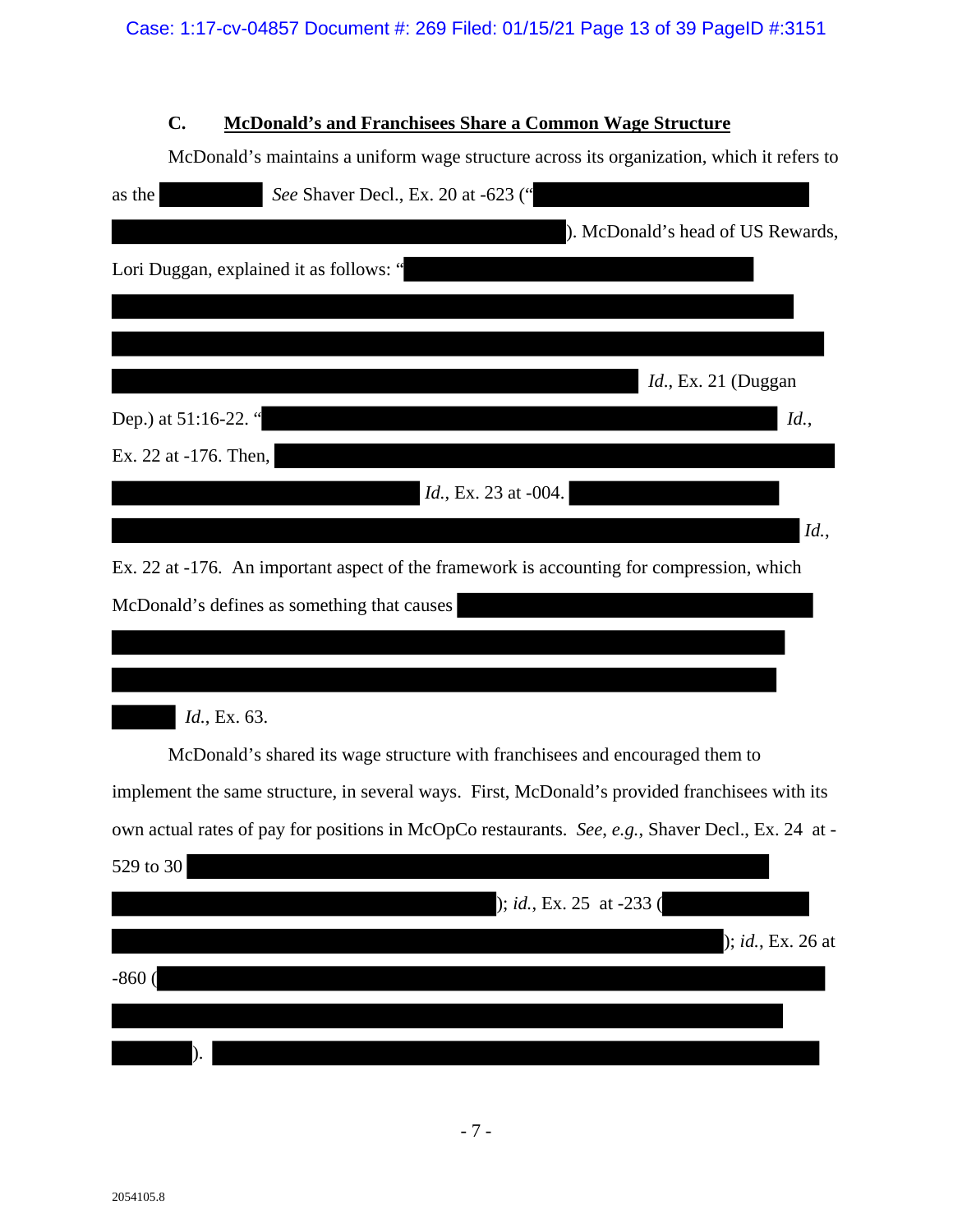### C. McDonald's and Franchisees Share a Common Wage Structure

McDonald's maintains a uniform wage structure across its organization, which it refers to as the [REDACTED] *See* Shaver Decl., Ex. 20 at -623 ("[REDACTED]"). McDonald's head of US Rewards, Lori Duggan, explained it as follows: "[REDACTED] *Id.*, Ex. 21 (Duggan Dep.) at 51:16-22. "[REDACTED] *Id.*, Ex. 22 at -176. Then, [REDACTED] *Id.*, Ex. 23 at -004. [REDACTED] *Id.*, Ex. 22 at -176. An important aspect of the framework is accounting for compression, which McDonald's defines as something that causes [REDACTED] *Id.*, Ex. 63.

McDonald's shared its wage structure with franchisees and encouraged them to implement the same structure, in several ways. First, McDonald's provided franchisees with its own actual rates of pay for positions in McOpCo restaurants. *See*, *e.g.*, Shaver Decl., Ex. 24 at -529 to 30 ([REDACTED]); *id.*, Ex. 25 at -233 ([REDACTED]); *id.*, Ex. 26 at -860 ([REDACTED]). [REDACTED]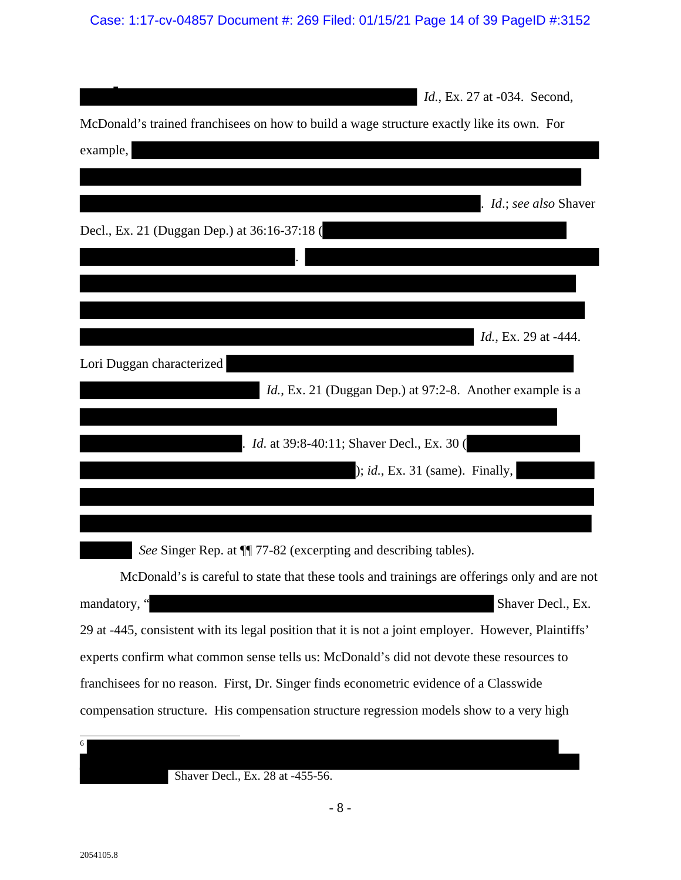*Id.*, Ex. 27 at -034. Second, McDonald's trained franchisees on how to build a wage structure exactly like its own. For example, . *Id.*; *see also* Shaver Decl., Ex. 21 (Duggan Dep.) at 36:16-37:18 ( . *Id.*, Ex. 29 at -444. Lori Duggan characterized *Id.*, Ex. 21 (Duggan Dep.) at 97:2-8. Another example is a . *Id.* at 39:8-40:11; Shaver Decl., Ex. 30 ( ); *id.*, Ex. 31 (same). Finally, *See* Singer Rep. at ¶¶ 77-82 (excerpting and describing tables).

McDonald's is careful to state that these tools and trainings are offerings only and are not mandatory, " Shaver Decl., Ex. 29 at -445, consistent with its legal position that it is not a joint employer. However, Plaintiffs' experts confirm what common sense tells us: McDonald's did not devote these resources to franchisees for no reason. First, Dr. Singer finds econometric evidence of a Classwide compensation structure. His compensation structure regression models show to a very high

---

[6] Shaver Decl., Ex. 28 at -455-56.

2054105.8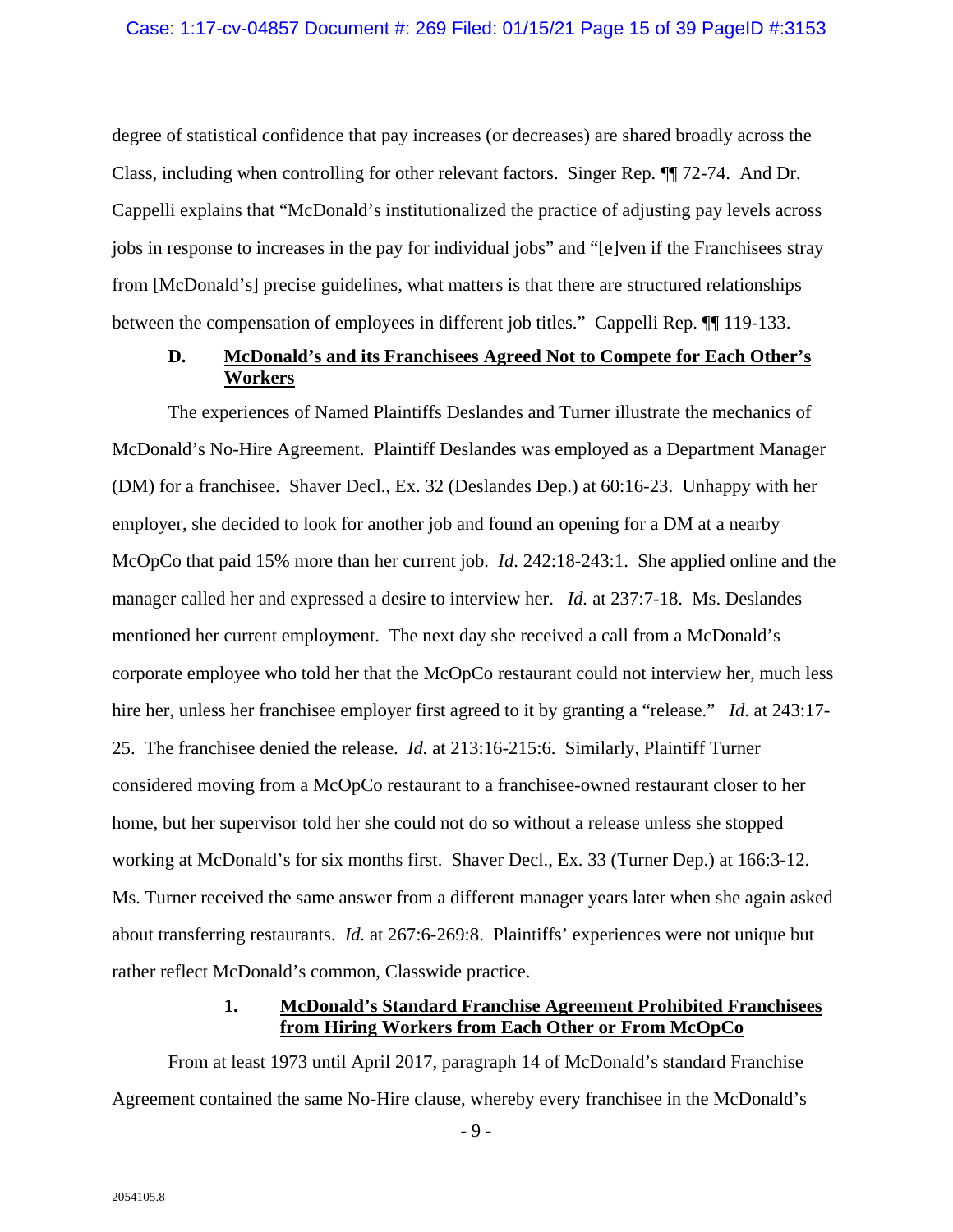degree of statistical confidence that pay increases (or decreases) are shared broadly across the Class, including when controlling for other relevant factors. Singer Rep. ¶¶ 72-74. And Dr. Cappelli explains that "McDonald's institutionalized the practice of adjusting pay levels across jobs in response to increases in the pay for individual jobs" and "[e]ven if the Franchisees stray from [McDonald's] precise guidelines, what matters is that there are structured relationships between the compensation of employees in different job titles." Cappelli Rep. ¶¶ 119-133.

### D. <u>McDonald's and its Franchisees Agreed Not to Compete for Each Other's Workers</u>

The experiences of Named Plaintiffs Deslandes and Turner illustrate the mechanics of McDonald's No-Hire Agreement. Plaintiff Deslandes was employed as a Department Manager (DM) for a franchisee. Shaver Decl., Ex. 32 (Deslandes Dep.) at 60:16-23. Unhappy with her employer, she decided to look for another job and found an opening for a DM at a nearby McOpCo that paid 15% more than her current job. *Id*. 242:18-243:1. She applied online and the manager called her and expressed a desire to interview her. *Id.* at 237:7-18. Ms. Deslandes mentioned her current employment. The next day she received a call from a McDonald's corporate employee who told her that the McOpCo restaurant could not interview her, much less hire her, unless her franchisee employer first agreed to it by granting a "release." *Id*. at 243:17-25. The franchisee denied the release. *Id.* at 213:16-215:6. Similarly, Plaintiff Turner considered moving from a McOpCo restaurant to a franchisee-owned restaurant closer to her home, but her supervisor told her she could not do so without a release unless she stopped working at McDonald's for six months first. Shaver Decl., Ex. 33 (Turner Dep.) at 166:3-12. Ms. Turner received the same answer from a different manager years later when she again asked about transferring restaurants. *Id.* at 267:6-269:8. Plaintiffs' experiences were not unique but rather reflect McDonald's common, Classwide practice.

#### 1. <u>McDonald's Standard Franchise Agreement Prohibited Franchisees from Hiring Workers from Each Other or From McOpCo</u>

From at least 1973 until April 2017, paragraph 14 of McDonald's standard Franchise Agreement contained the same No-Hire clause, whereby every franchisee in the McDonald's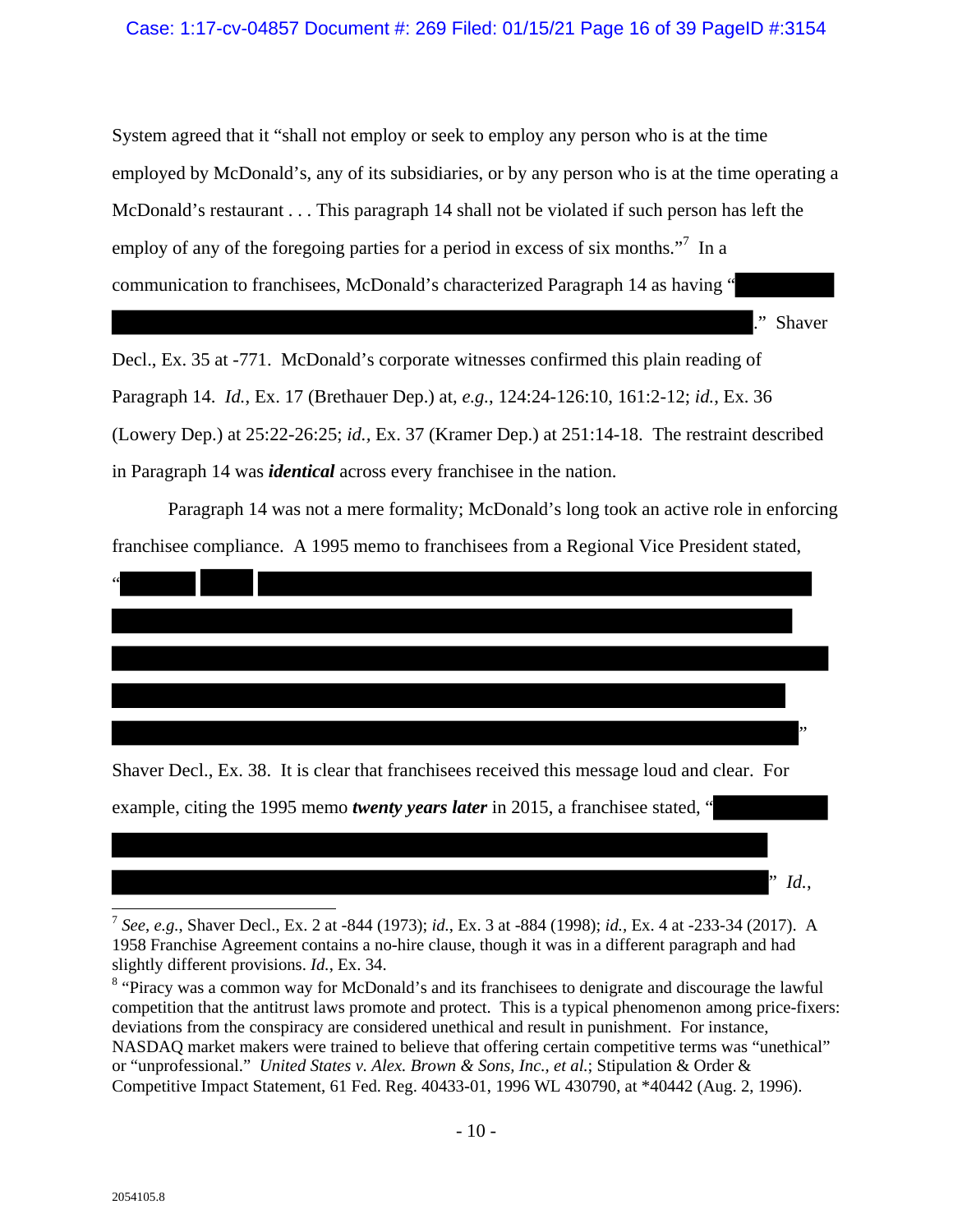System agreed that it "shall not employ or seek to employ any person who is at the time employed by McDonald's, any of its subsidiaries, or by any person who is at the time operating a McDonald's restaurant . . . This paragraph 14 shall not be violated if such person has left the employ of any of the foregoing parties for a period in excess of six months."[7] In a communication to franchisees, McDonald's characterized Paragraph 14 as having "[REDACTED]." Shaver Decl., Ex. 35 at -771. McDonald's corporate witnesses confirmed this plain reading of Paragraph 14. *Id.*, Ex. 17 (Brethauer Dep.) at, *e.g.*, 124:24-126:10, 161:2-12; *id.*, Ex. 36 (Lowery Dep.) at 25:22-26:25; *id.*, Ex. 37 (Kramer Dep.) at 251:14-18. The restraint described in Paragraph 14 was ***identical*** across every franchisee in the nation.

Paragraph 14 was not a mere formality; McDonald's long took an active role in enforcing franchisee compliance. A 1995 memo to franchisees from a Regional Vice President stated, "[REDACTED]" Shaver Decl., Ex. 38. It is clear that franchisees received this message loud and clear. For example, citing the 1995 memo ***twenty years later*** in 2015, a franchisee stated, "[REDACTED]" *Id.*,

---

[7] *See, e.g.*, Shaver Decl., Ex. 2 at -844 (1973); *id.*, Ex. 3 at -884 (1998); *id.*, Ex. 4 at -233-34 (2017). A 1958 Franchise Agreement contains a no-hire clause, though it was in a different paragraph and had slightly different provisions. *Id.*, Ex. 34.

[8] "Piracy was a common way for McDonald's and its franchisees to denigrate and discourage the lawful competition that the antitrust laws promote and protect. This is a typical phenomenon among price-fixers: deviations from the conspiracy are considered unethical and result in punishment. For instance, NASDAQ market makers were trained to believe that offering certain competitive terms was "unethical" or "unprofessional." *United States v. Alex. Brown & Sons, Inc., et al.*; Stipulation & Order & Competitive Impact Statement, 61 Fed. Reg. 40433-01, 1996 WL 430790, at *40442 (Aug. 2, 1996).

2054105.8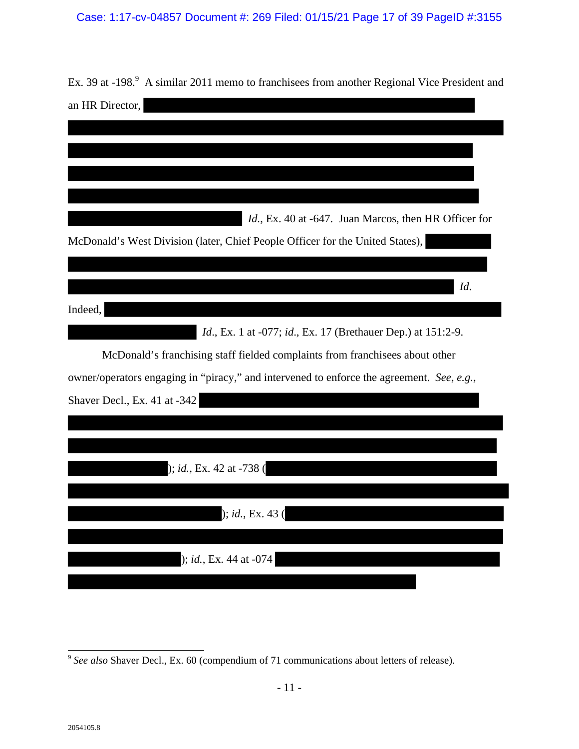Ex. 39 at -198.[9] A similar 2011 memo to franchisees from another Regional Vice President and an HR Director, ████████████████████████████████████████

████████████████████████████████████████████████████████

████████████████████████████████████████████████████

████████████████████████████████████████████████████

█████████████████████████████████████████████████████

████████████████████ *Id.*, Ex. 40 at -647. Juan Marcos, then HR Officer for McDonald's West Division (later, Chief People Officer for the United States), ████████

████████████████████████████████████████████████████████

██████████████████████████████████████████████████ *Id.*

Indeed, ██████████████████████████████████████████████

██████████████████ *Id.*, Ex. 1 at -077; *id.*, Ex. 17 (Brethauer Dep.) at 151:2-9.

McDonald's franchising staff fielded complaints from franchisees about other owner/operators engaging in "piracy," and intervened to enforce the agreement. *See*, *e.g.*, Shaver Decl., Ex. 41 at -342 ████████████████████████████████████

████████████████████████████████████████████████████████

████████████████████████████████████████████████████████

█████████████); *id.*, Ex. 42 at -738 (██████████████████████████████

██████████████████████████████████████████████████████████

████████████████████); *id.*, Ex. 43 (████████████████████████████

████████████████████████████████████████████████████████

███████████████); *id.*, Ex. 44 at -074 █████████████████████████████

█████████████████████████████████████████████

---

[9] *See also* Shaver Decl., Ex. 60 (compendium of 71 communications about letters of release).

2054105.8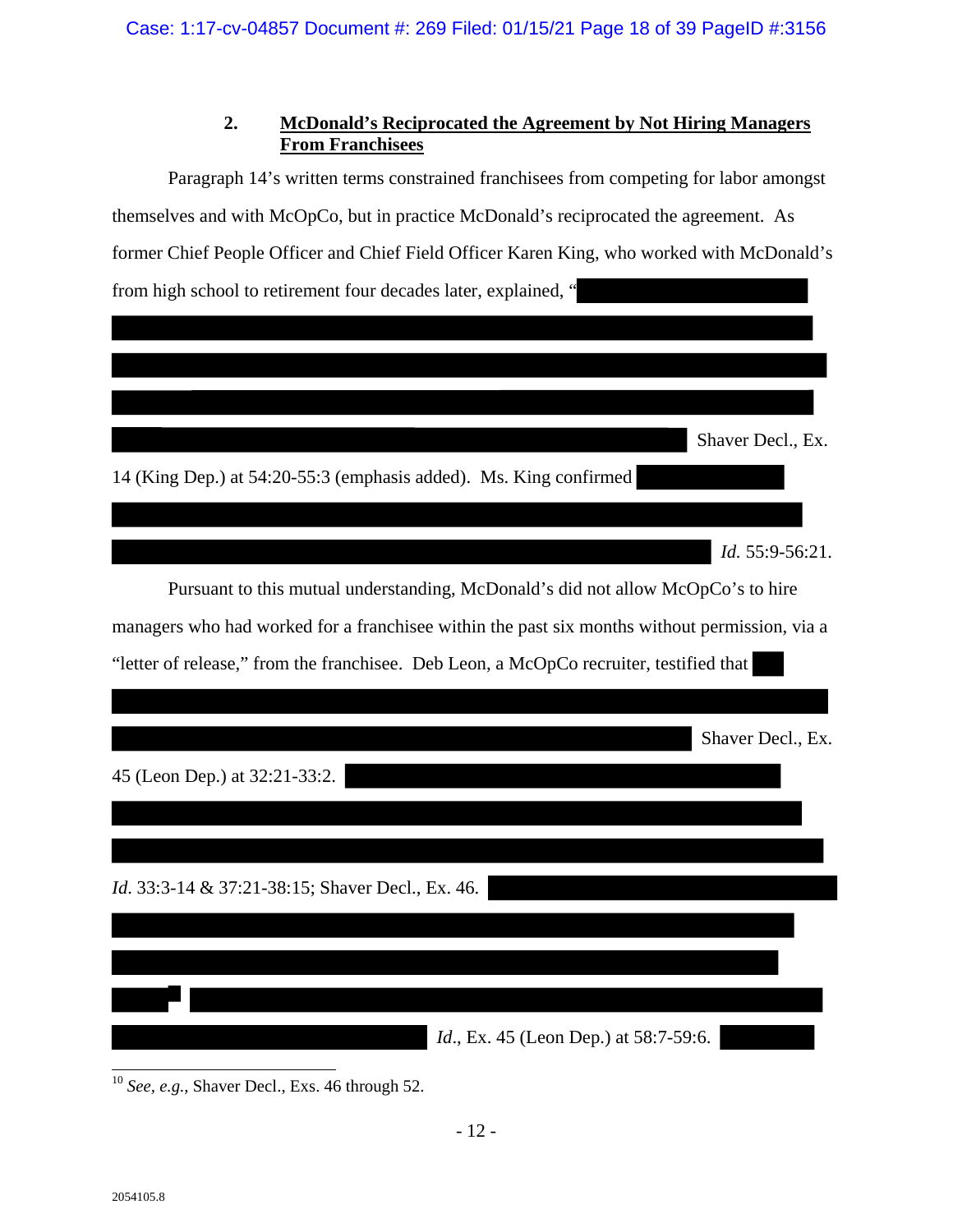### 2. McDonald's Reciprocated the Agreement by Not Hiring Managers From Franchisees

Paragraph 14's written terms constrained franchisees from competing for labor amongst themselves and with McOpCo, but in practice McDonald's reciprocated the agreement. As former Chief People Officer and Chief Field Officer Karen King, who worked with McDonald's from high school to retirement four decades later, explained, "[REDACTED] Shaver Decl., Ex. 14 (King Dep.) at 54:20-55:3 (emphasis added). Ms. King confirmed [REDACTED] *Id.* 55:9-56:21.

Pursuant to this mutual understanding, McDonald's did not allow McOpCo's to hire managers who had worked for a franchisee within the past six months without permission, via a "letter of release," from the franchisee. Deb Leon, a McOpCo recruiter, testified that [REDACTED] Shaver Decl., Ex. 45 (Leon Dep.) at 32:21-33:2. [REDACTED] *Id.* 33:3-14 & 37:21-38:15; Shaver Decl., Ex. 46. [REDACTED] *Id.*, Ex. 45 (Leon Dep.) at 58:7-59:6. [REDACTED]

[10] *See, e.g.*, Shaver Decl., Exs. 46 through 52.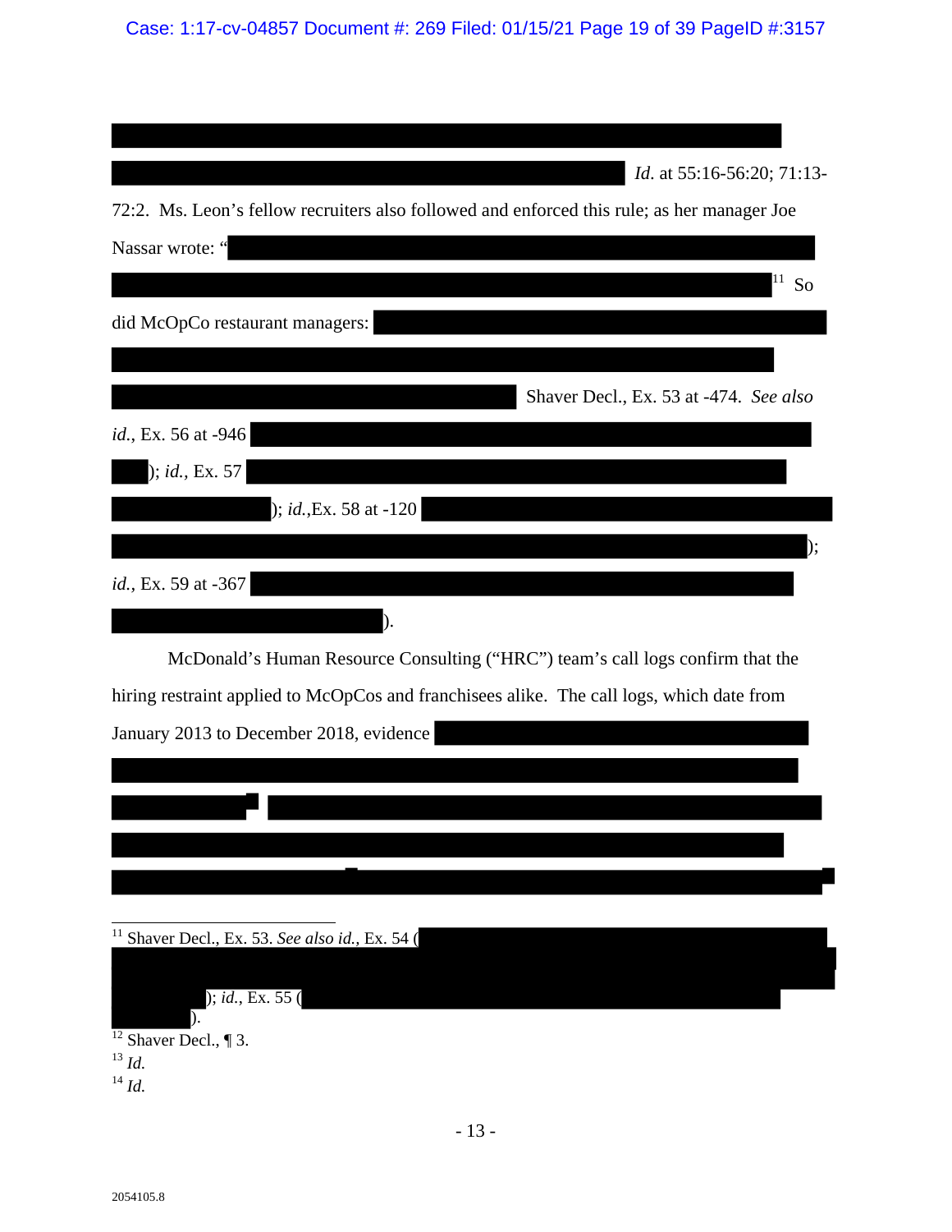*Id.* at 55:16-56:20; 71:13-72:2. Ms. Leon's fellow recruiters also followed and enforced this rule; as her manager Joe Nassar wrote: "[11] So did McOpCo restaurant managers: Shaver Decl., Ex. 53 at -474. *See also id.*, Ex. 56 at -946 ); *id.*, Ex. 57 ); *id.*,Ex. 58 at -120 ); *id.*, Ex. 59 at -367 ).

McDonald's Human Resource Consulting ("HRC") team's call logs confirm that the hiring restraint applied to McOpCos and franchisees alike. The call logs, which date from January 2013 to December 2018, evidence

---

[11] Shaver Decl., Ex. 53. *See also id.*, Ex. 54 ( ); *id.*, Ex. 55 ( ).

[12] Shaver Decl., ¶ 3.

[13] *Id.*

[14] *Id.*

2054105.8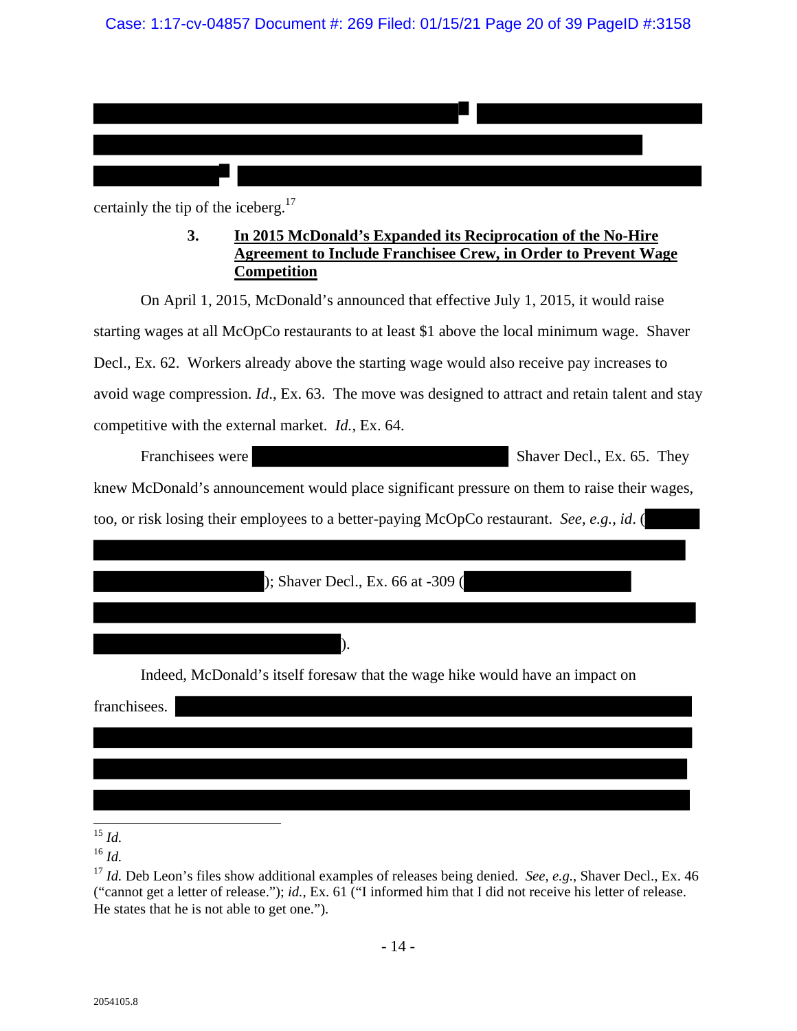certainly the tip of the iceberg.[17]

### 3. In 2015 McDonald's Expanded its Reciprocation of the No-Hire Agreement to Include Franchisee Crew, in Order to Prevent Wage Competition

On April 1, 2015, McDonald's announced that effective July 1, 2015, it would raise starting wages at all McOpCo restaurants to at least $1 above the local minimum wage. Shaver Decl., Ex. 62. Workers already above the starting wage would also receive pay increases to avoid wage compression. *Id*., Ex. 63. The move was designed to attract and retain talent and stay competitive with the external market. *Id.*, Ex. 64.

Franchisees were Shaver Decl., Ex. 65. They knew McDonald's announcement would place significant pressure on them to raise their wages, too, or risk losing their employees to a better-paying McOpCo restaurant. *See*, *e.g.*, *id*. ( ); Shaver Decl., Ex. 66 at -309 ( ).

Indeed, McDonald's itself foresaw that the wage hike would have an impact on franchisees.

---

[15] *Id.*

[16] *Id.*

[17] *Id.* Deb Leon's files show additional examples of releases being denied. *See*, *e.g.*, Shaver Decl., Ex. 46 ("cannot get a letter of release."); *id.*, Ex. 61 ("I informed him that I did not receive his letter of release. He states that he is not able to get one.").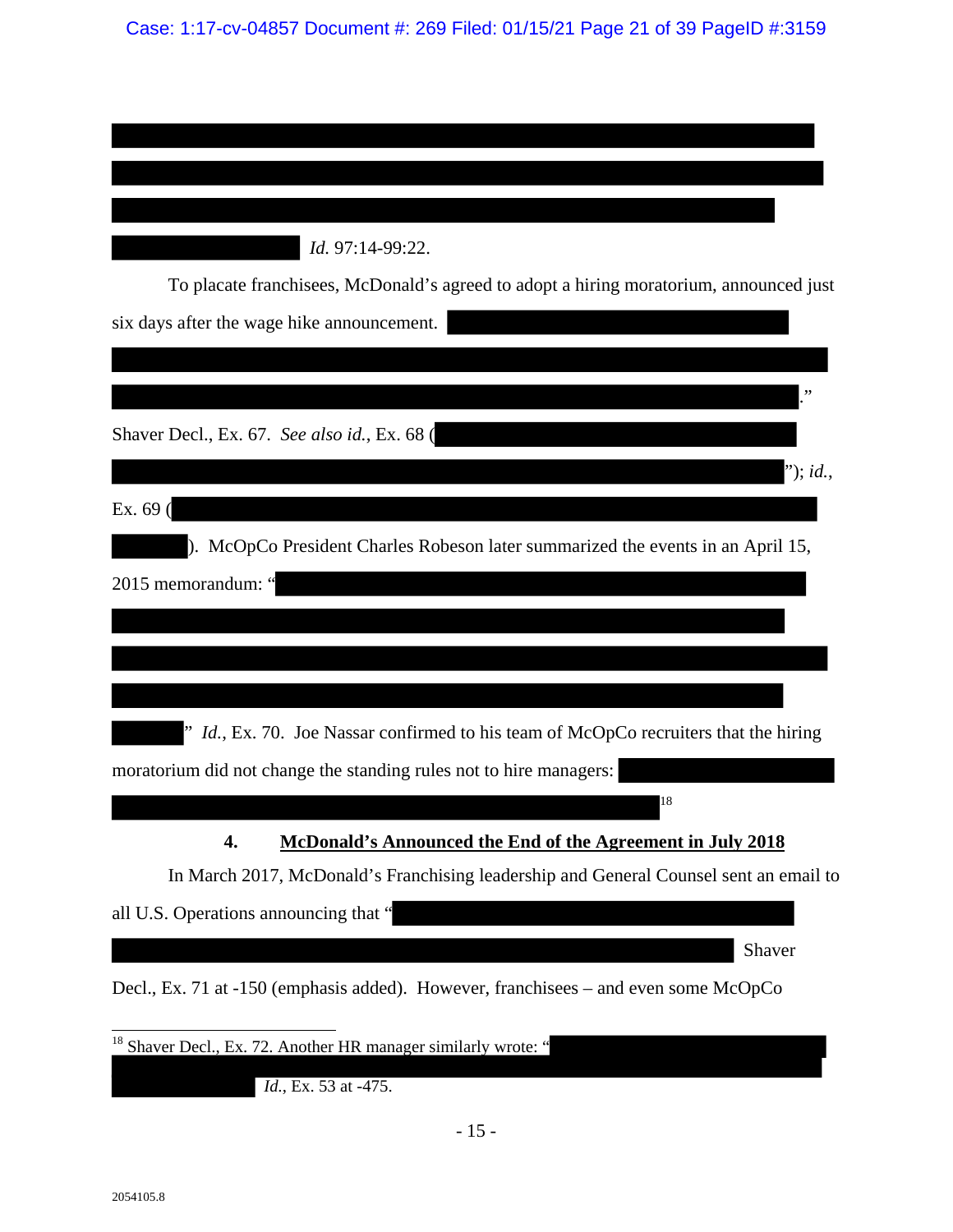*Id.* 97:14-99:22.

To placate franchisees, McDonald's agreed to adopt a hiring moratorium, announced just six days after the wage hike announcement. ." Shaver Decl., Ex. 67. *See also id.*, Ex. 68 ( "); *id.*, Ex. 69 ( ). McOpCo President Charles Robeson later summarized the events in an April 15, 2015 memorandum: " " *Id.*, Ex. 70. Joe Nassar confirmed to his team of McOpCo recruiters that the hiring moratorium did not change the standing rules not to hire managers: [18]

#### 4. McDonald's Announced the End of the Agreement in July 2018

In March 2017, McDonald's Franchising leadership and General Counsel sent an email to all U.S. Operations announcing that " Shaver Decl., Ex. 71 at -150 (emphasis added). However, franchisees – and even some McOpCo

---

[18] Shaver Decl., Ex. 72. Another HR manager similarly wrote: " *Id.*, Ex. 53 at -475.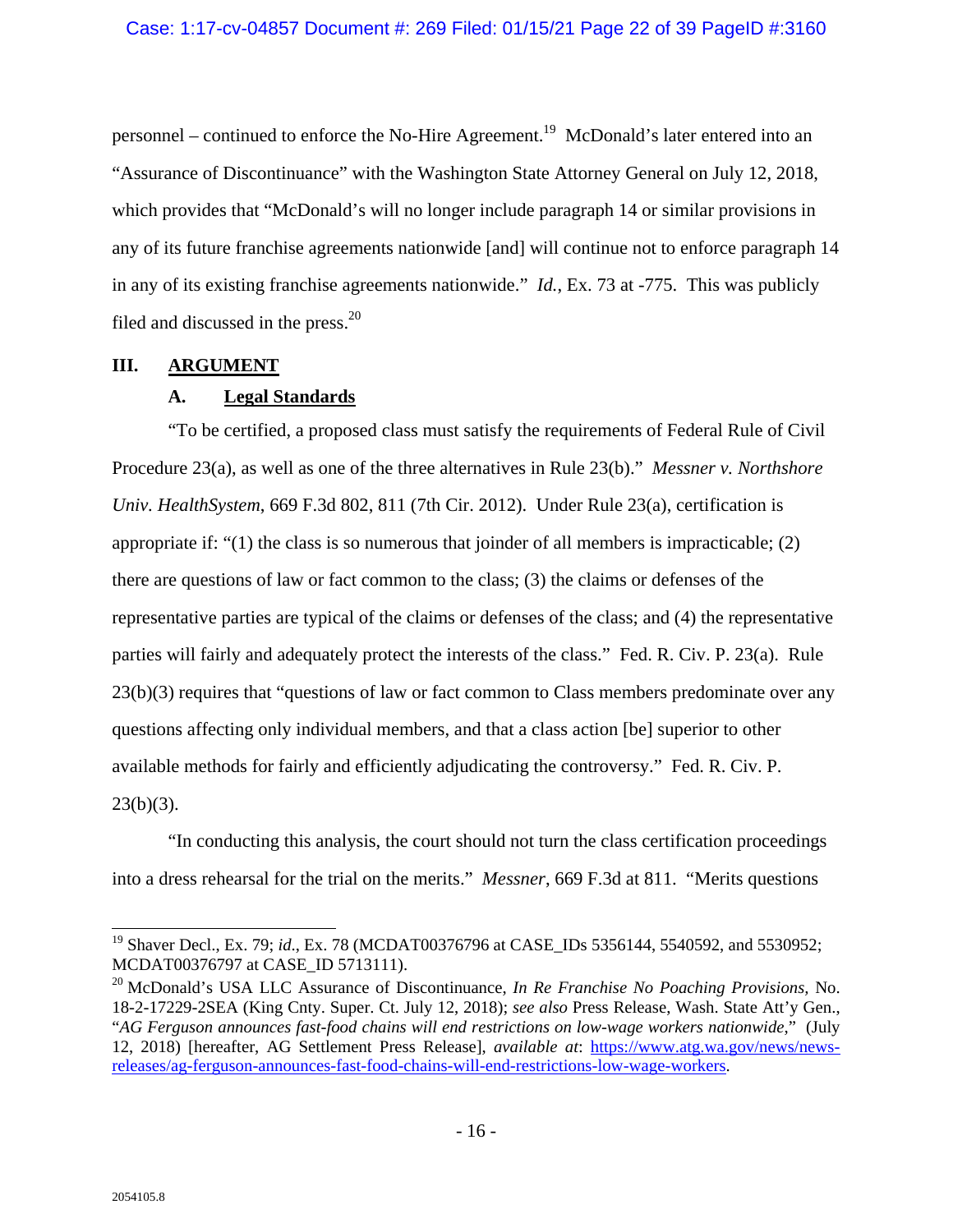personnel – continued to enforce the No-Hire Agreement.[19] McDonald's later entered into an "Assurance of Discontinuance" with the Washington State Attorney General on July 12, 2018, which provides that "McDonald's will no longer include paragraph 14 or similar provisions in any of its future franchise agreements nationwide [and] will continue not to enforce paragraph 14 in any of its existing franchise agreements nationwide." *Id.*, Ex. 73 at -775. This was publicly filed and discussed in the press.[20]

## III. ARGUMENT

### A. Legal Standards

"To be certified, a proposed class must satisfy the requirements of Federal Rule of Civil Procedure 23(a), as well as one of the three alternatives in Rule 23(b)." *Messner v. Northshore Univ. HealthSystem*, 669 F.3d 802, 811 (7th Cir. 2012). Under Rule 23(a), certification is appropriate if: "(1) the class is so numerous that joinder of all members is impracticable; (2) there are questions of law or fact common to the class; (3) the claims or defenses of the representative parties are typical of the claims or defenses of the class; and (4) the representative parties will fairly and adequately protect the interests of the class." Fed. R. Civ. P. 23(a). Rule 23(b)(3) requires that "questions of law or fact common to Class members predominate over any questions affecting only individual members, and that a class action [be] superior to other available methods for fairly and efficiently adjudicating the controversy." Fed. R. Civ. P. 23(b)(3).

"In conducting this analysis, the court should not turn the class certification proceedings into a dress rehearsal for the trial on the merits." *Messner*, 669 F.3d at 811. "Merits questions

---

[19] Shaver Decl., Ex. 79; *id.*, Ex. 78 (MCDAT00376796 at CASE_IDs 5356144, 5540592, and 5530952; MCDAT00376797 at CASE_ID 5713111).

[20] McDonald's USA LLC Assurance of Discontinuance, *In Re Franchise No Poaching Provisions*, No. 18-2-17229-2SEA (King Cnty. Super. Ct. July 12, 2018); *see also* Press Release, Wash. State Att'y Gen., "*AG Ferguson announces fast-food chains will end restrictions on low-wage workers nationwide*," (July 12, 2018) [hereafter, AG Settlement Press Release], *available at*: https://www.atg.wa.gov/news/news-releases/ag-ferguson-announces-fast-food-chains-will-end-restrictions-low-wage-workers.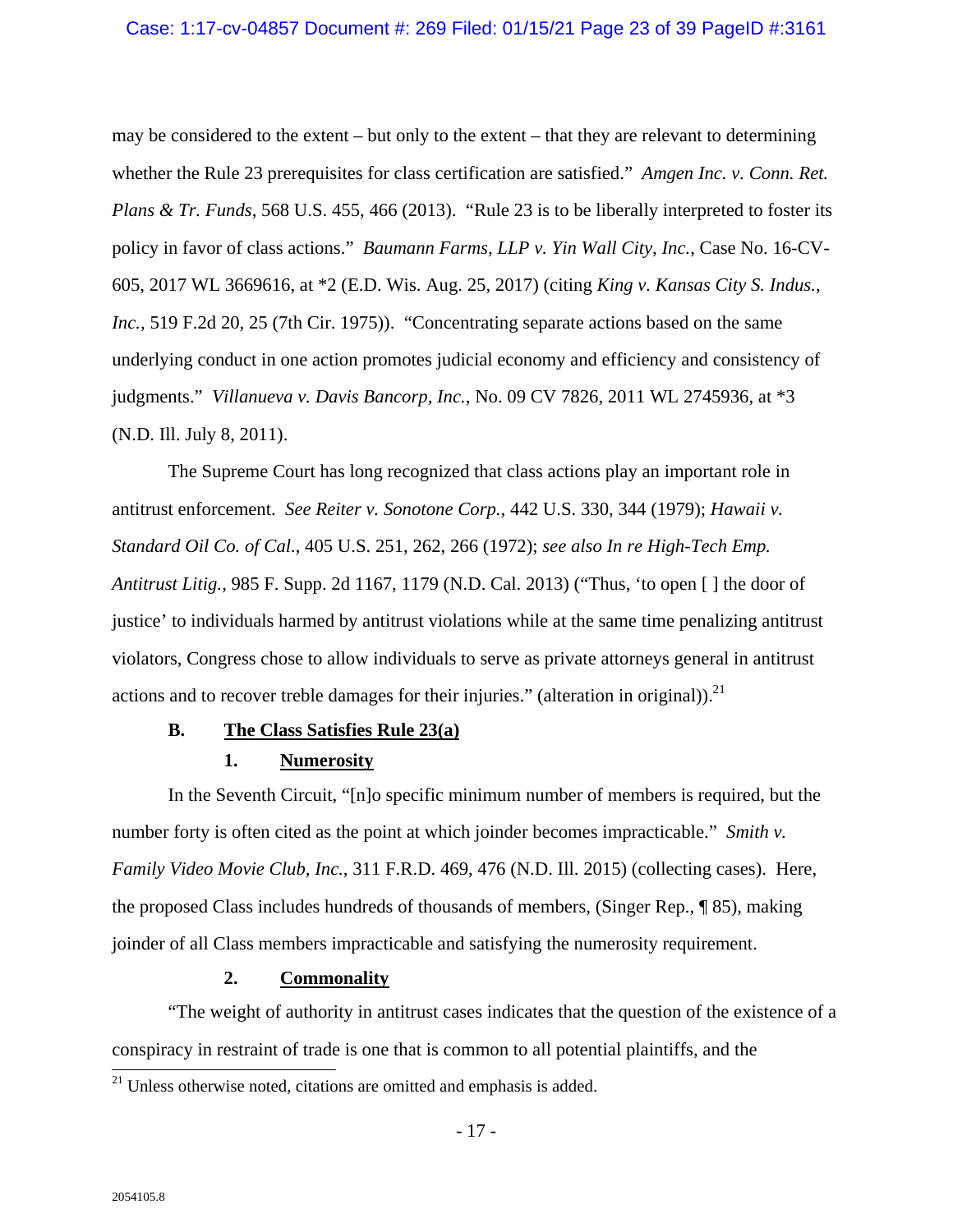may be considered to the extent – but only to the extent – that they are relevant to determining whether the Rule 23 prerequisites for class certification are satisfied." *Amgen Inc. v. Conn. Ret. Plans & Tr. Funds*, 568 U.S. 455, 466 (2013). "Rule 23 is to be liberally interpreted to foster its policy in favor of class actions." *Baumann Farms, LLP v. Yin Wall City, Inc.*, Case No. 16-CV-605, 2017 WL 3669616, at *2 (E.D. Wis. Aug. 25, 2017) (citing *King v. Kansas City S. Indus., Inc.*, 519 F.2d 20, 25 (7th Cir. 1975)). "Concentrating separate actions based on the same underlying conduct in one action promotes judicial economy and efficiency and consistency of judgments." *Villanueva v. Davis Bancorp, Inc.*, No. 09 CV 7826, 2011 WL 2745936, at *3 (N.D. Ill. July 8, 2011).

The Supreme Court has long recognized that class actions play an important role in antitrust enforcement. *See Reiter v. Sonotone Corp.*, 442 U.S. 330, 344 (1979); *Hawaii v. Standard Oil Co. of Cal.*, 405 U.S. 251, 262, 266 (1972); *see also In re High-Tech Emp. Antitrust Litig.*, 985 F. Supp. 2d 1167, 1179 (N.D. Cal. 2013) ("Thus, 'to open [ ] the door of justice' to individuals harmed by antitrust violations while at the same time penalizing antitrust violators, Congress chose to allow individuals to serve as private attorneys general in antitrust actions and to recover treble damages for their injuries." (alteration in original)).[21]

### B. The Class Satisfies Rule 23(a)

#### 1. Numerosity

In the Seventh Circuit, "[n]o specific minimum number of members is required, but the number forty is often cited as the point at which joinder becomes impracticable." *Smith v. Family Video Movie Club, Inc.*, 311 F.R.D. 469, 476 (N.D. Ill. 2015) (collecting cases). Here, the proposed Class includes hundreds of thousands of members, (Singer Rep., ¶ 85), making joinder of all Class members impracticable and satisfying the numerosity requirement.

#### 2. Commonality

"The weight of authority in antitrust cases indicates that the question of the existence of a conspiracy in restraint of trade is one that is common to all potential plaintiffs, and the

[21] Unless otherwise noted, citations are omitted and emphasis is added.

2054105.8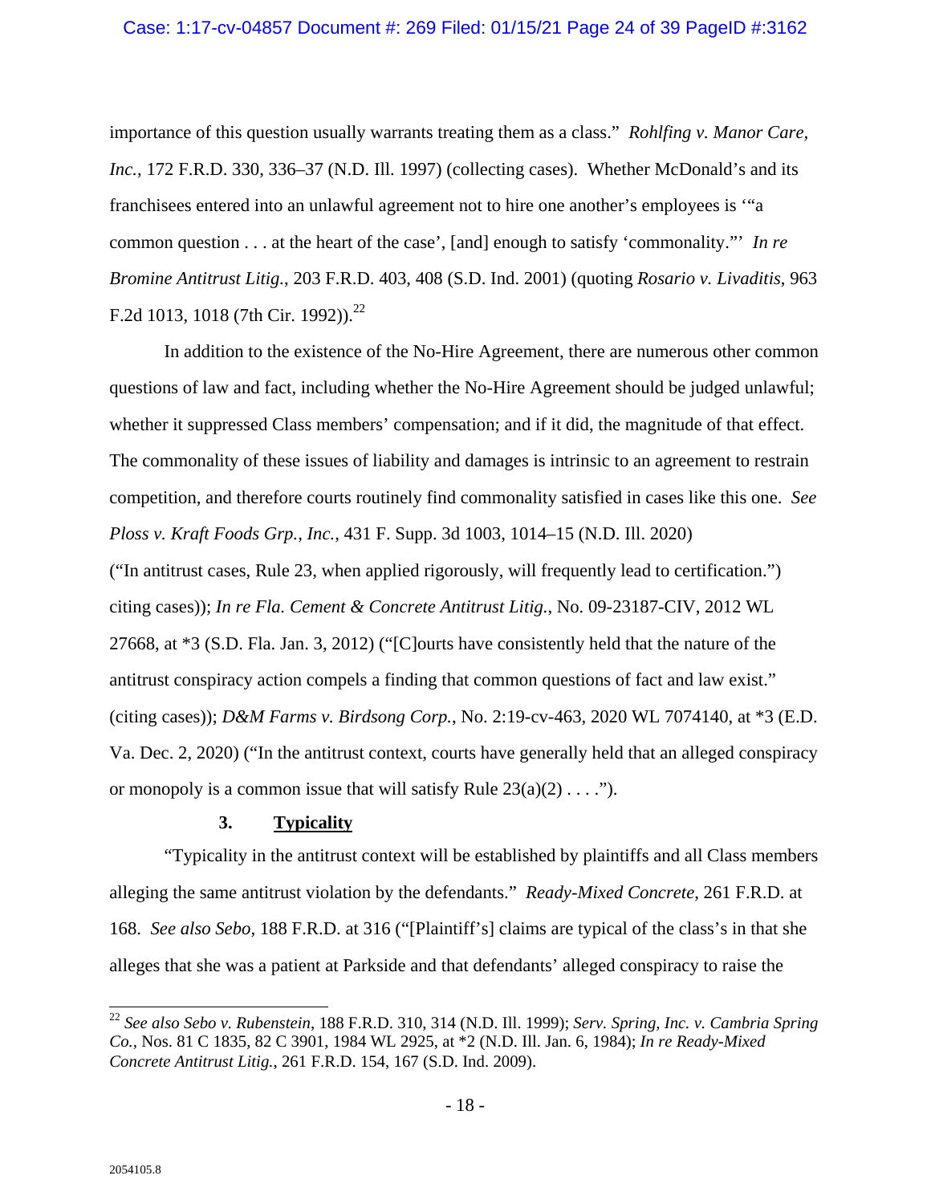importance of this question usually warrants treating them as a class." *Rohlfing v. Manor Care, Inc.*, 172 F.R.D. 330, 336–37 (N.D. Ill. 1997) (collecting cases). Whether McDonald's and its franchisees entered into an unlawful agreement not to hire one another's employees is '"a common question . . . at the heart of the case', [and] enough to satisfy 'commonality."' *In re Bromine Antitrust Litig.*, 203 F.R.D. 403, 408 (S.D. Ind. 2001) (quoting *Rosario v. Livaditis*, 963 F.2d 1013, 1018 (7th Cir. 1992)).[22]

In addition to the existence of the No-Hire Agreement, there are numerous other common questions of law and fact, including whether the No-Hire Agreement should be judged unlawful; whether it suppressed Class members' compensation; and if it did, the magnitude of that effect. The commonality of these issues of liability and damages is intrinsic to an agreement to restrain competition, and therefore courts routinely find commonality satisfied in cases like this one. *See Ploss v. Kraft Foods Grp., Inc.*, 431 F. Supp. 3d 1003, 1014–15 (N.D. Ill. 2020) ("In antitrust cases, Rule 23, when applied rigorously, will frequently lead to certification.") citing cases)); *In re Fla. Cement & Concrete Antitrust Litig.*, No. 09-23187-CIV, 2012 WL 27668, at *3 (S.D. Fla. Jan. 3, 2012) ("[C]ourts have consistently held that the nature of the antitrust conspiracy action compels a finding that common questions of fact and law exist." (citing cases)); *D&M Farms v. Birdsong Corp.*, No. 2:19-cv-463, 2020 WL 7074140, at *3 (E.D. Va. Dec. 2, 2020) ("In the antitrust context, courts have generally held that an alleged conspiracy or monopoly is a common issue that will satisfy Rule 23(a)(2) . . . .").

### 3. Typicality

"Typicality in the antitrust context will be established by plaintiffs and all Class members alleging the same antitrust violation by the defendants." *Ready-Mixed Concrete*, 261 F.R.D. at 168. *See also Sebo*, 188 F.R.D. at 316 ("[Plaintiff's] claims are typical of the class's in that she alleges that she was a patient at Parkside and that defendants' alleged conspiracy to raise the

---

[22] *See also Sebo v. Rubenstein*, 188 F.R.D. 310, 314 (N.D. Ill. 1999); *Serv. Spring, Inc. v. Cambria Spring Co.*, Nos. 81 C 1835, 82 C 3901, 1984 WL 2925, at *2 (N.D. Ill. Jan. 6, 1984); *In re Ready-Mixed Concrete Antitrust Litig.*, 261 F.R.D. 154, 167 (S.D. Ind. 2009).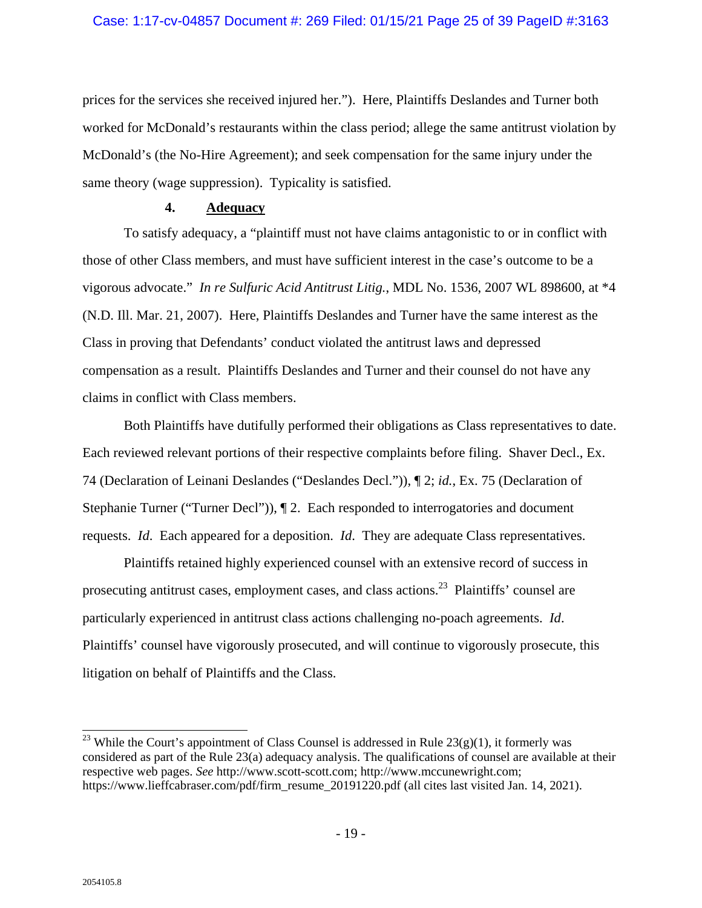prices for the services she received injured her."). Here, Plaintiffs Deslandes and Turner both worked for McDonald's restaurants within the class period; allege the same antitrust violation by McDonald's (the No-Hire Agreement); and seek compensation for the same injury under the same theory (wage suppression). Typicality is satisfied.

#### 4. **Adequacy**

To satisfy adequacy, a "plaintiff must not have claims antagonistic to or in conflict with those of other Class members, and must have sufficient interest in the case's outcome to be a vigorous advocate." *In re Sulfuric Acid Antitrust Litig.*, MDL No. 1536, 2007 WL 898600, at *4 (N.D. Ill. Mar. 21, 2007). Here, Plaintiffs Deslandes and Turner have the same interest as the Class in proving that Defendants' conduct violated the antitrust laws and depressed compensation as a result. Plaintiffs Deslandes and Turner and their counsel do not have any claims in conflict with Class members.

Both Plaintiffs have dutifully performed their obligations as Class representatives to date. Each reviewed relevant portions of their respective complaints before filing. Shaver Decl., Ex. 74 (Declaration of Leinani Deslandes ("Deslandes Decl.")), ¶ 2; *id.*, Ex. 75 (Declaration of Stephanie Turner ("Turner Decl")), ¶ 2. Each responded to interrogatories and document requests. *Id.* Each appeared for a deposition. *Id.* They are adequate Class representatives.

Plaintiffs retained highly experienced counsel with an extensive record of success in prosecuting antitrust cases, employment cases, and class actions.[23] Plaintiffs' counsel are particularly experienced in antitrust class actions challenging no-poach agreements. *Id.* Plaintiffs' counsel have vigorously prosecuted, and will continue to vigorously prosecute, this litigation on behalf of Plaintiffs and the Class.

---

[23] While the Court's appointment of Class Counsel is addressed in Rule 23(g)(1), it formerly was considered as part of the Rule 23(a) adequacy analysis. The qualifications of counsel are available at their respective web pages. *See* http://www.scott-scott.com; http://www.mccunewright.com; https://www.lieffcabraser.com/pdf/firm_resume_20191220.pdf (all cites last visited Jan. 14, 2021).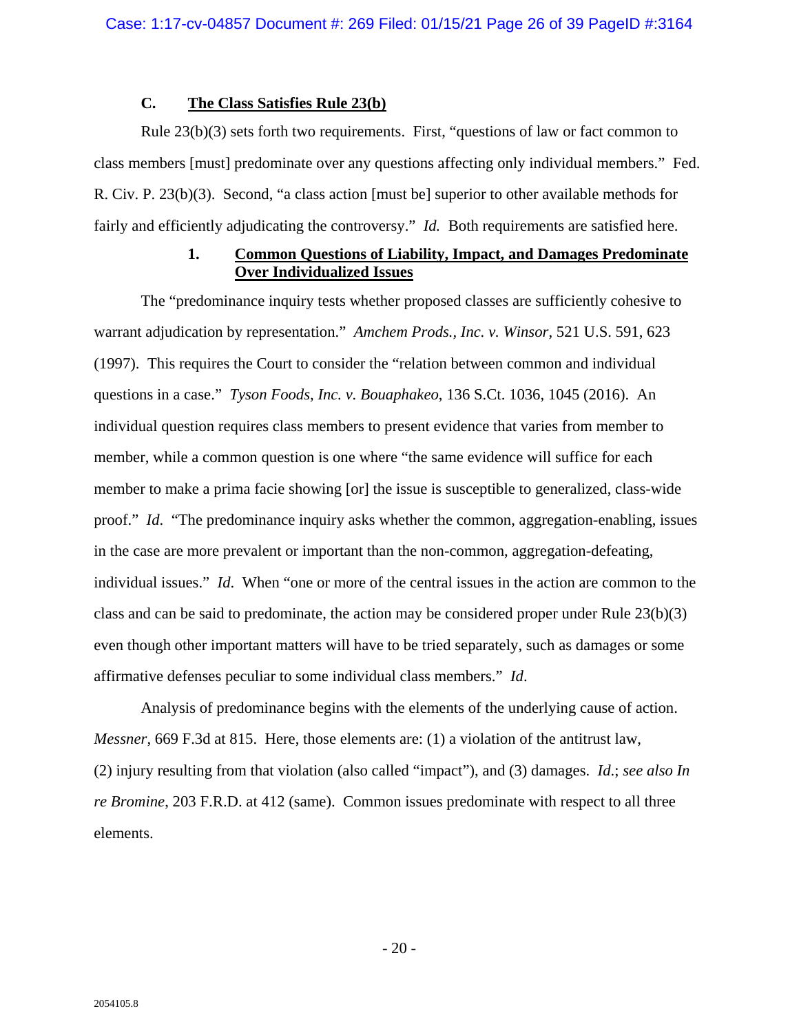### C. <u>The Class Satisfies Rule 23(b)</u>

Rule 23(b)(3) sets forth two requirements. First, "questions of law or fact common to class members [must] predominate over any questions affecting only individual members." Fed. R. Civ. P. 23(b)(3). Second, "a class action [must be] superior to other available methods for fairly and efficiently adjudicating the controversy." *Id.* Both requirements are satisfied here.

#### 1. <u>Common Questions of Liability, Impact, and Damages Predominate Over Individualized Issues</u>

The "predominance inquiry tests whether proposed classes are sufficiently cohesive to warrant adjudication by representation." *Amchem Prods., Inc. v. Winsor*, 521 U.S. 591, 623 (1997). This requires the Court to consider the "relation between common and individual questions in a case." *Tyson Foods, Inc. v. Bouaphakeo*, 136 S.Ct. 1036, 1045 (2016). An individual question requires class members to present evidence that varies from member to member, while a common question is one where "the same evidence will suffice for each member to make a prima facie showing [or] the issue is susceptible to generalized, class-wide proof." *Id*. "The predominance inquiry asks whether the common, aggregation-enabling, issues in the case are more prevalent or important than the non-common, aggregation-defeating, individual issues." *Id*. When "one or more of the central issues in the action are common to the class and can be said to predominate, the action may be considered proper under Rule 23(b)(3) even though other important matters will have to be tried separately, such as damages or some affirmative defenses peculiar to some individual class members." *Id*.

Analysis of predominance begins with the elements of the underlying cause of action. *Messner*, 669 F.3d at 815. Here, those elements are: (1) a violation of the antitrust law, (2) injury resulting from that violation (also called "impact"), and (3) damages. *Id*.; *see also In re Bromine*, 203 F.R.D. at 412 (same). Common issues predominate with respect to all three elements.

2054105.8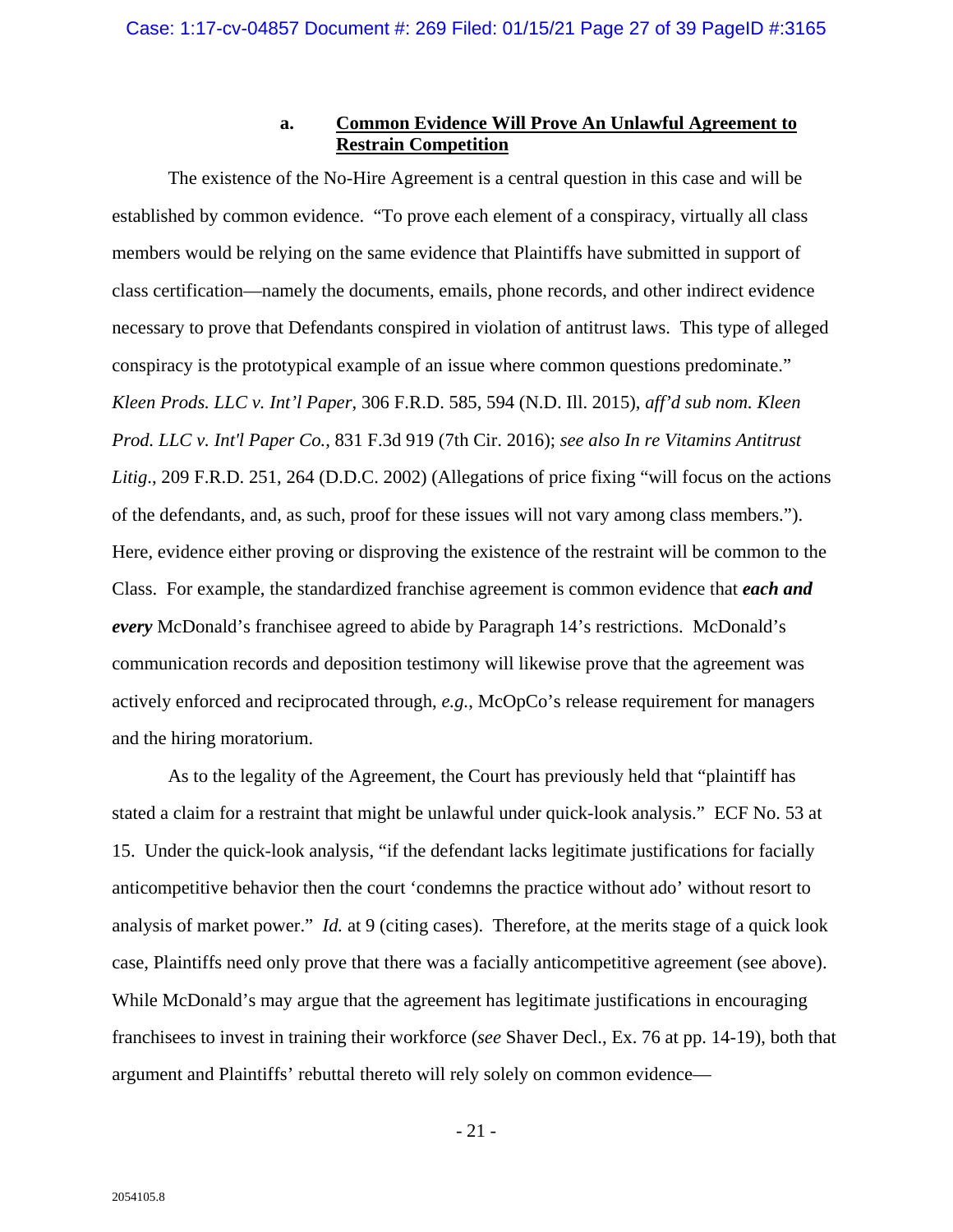### a. Common Evidence Will Prove An Unlawful Agreement to Restrain Competition

The existence of the No-Hire Agreement is a central question in this case and will be established by common evidence. "To prove each element of a conspiracy, virtually all class members would be relying on the same evidence that Plaintiffs have submitted in support of class certification—namely the documents, emails, phone records, and other indirect evidence necessary to prove that Defendants conspired in violation of antitrust laws. This type of alleged conspiracy is the prototypical example of an issue where common questions predominate." *Kleen Prods. LLC v. Int'l Paper*, 306 F.R.D. 585, 594 (N.D. Ill. 2015), *aff'd sub nom. Kleen Prod. LLC v. Int'l Paper Co.*, 831 F.3d 919 (7th Cir. 2016); *see also In re Vitamins Antitrust Litig*., 209 F.R.D. 251, 264 (D.D.C. 2002) (Allegations of price fixing "will focus on the actions of the defendants, and, as such, proof for these issues will not vary among class members."). Here, evidence either proving or disproving the existence of the restraint will be common to the Class. For example, the standardized franchise agreement is common evidence that ***each and every*** McDonald's franchisee agreed to abide by Paragraph 14's restrictions. McDonald's communication records and deposition testimony will likewise prove that the agreement was actively enforced and reciprocated through, *e.g.*, McOpCo's release requirement for managers and the hiring moratorium.

As to the legality of the Agreement, the Court has previously held that "plaintiff has stated a claim for a restraint that might be unlawful under quick-look analysis." ECF No. 53 at 15. Under the quick-look analysis, "if the defendant lacks legitimate justifications for facially anticompetitive behavior then the court 'condemns the practice without ado' without resort to analysis of market power." *Id.* at 9 (citing cases). Therefore, at the merits stage of a quick look case, Plaintiffs need only prove that there was a facially anticompetitive agreement (see above). While McDonald's may argue that the agreement has legitimate justifications in encouraging franchisees to invest in training their workforce (*see* Shaver Decl., Ex. 76 at pp. 14-19), both that argument and Plaintiffs' rebuttal thereto will rely solely on common evidence—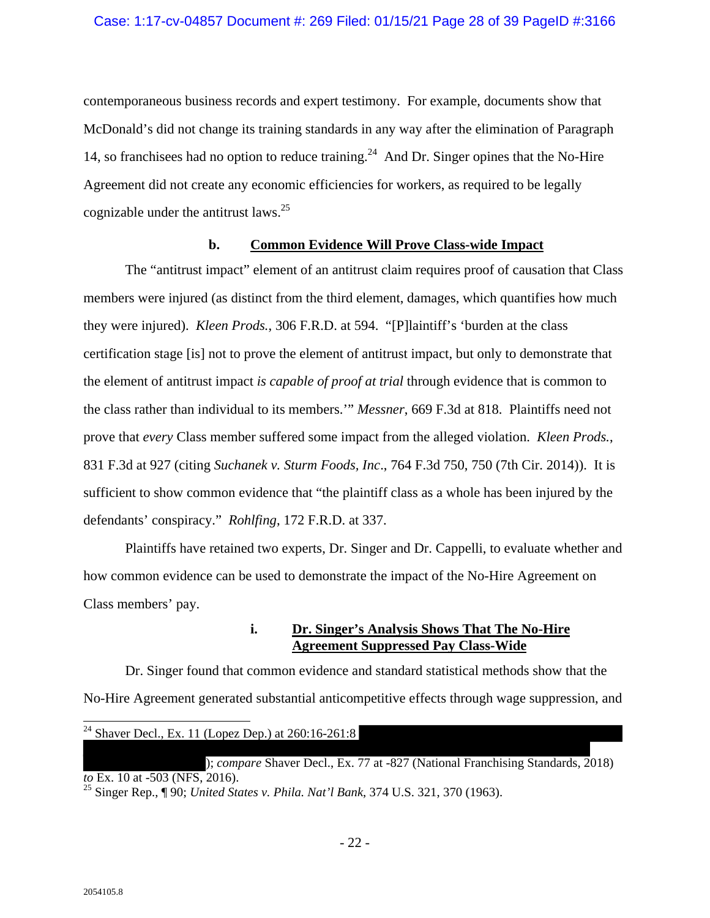contemporaneous business records and expert testimony. For example, documents show that McDonald's did not change its training standards in any way after the elimination of Paragraph 14, so franchisees had no option to reduce training.[24] And Dr. Singer opines that the No-Hire Agreement did not create any economic efficiencies for workers, as required to be legally cognizable under the antitrust laws.[25]

#### b. <u>Common Evidence Will Prove Class-wide Impact</u>

The "antitrust impact" element of an antitrust claim requires proof of causation that Class members were injured (as distinct from the third element, damages, which quantifies how much they were injured). *Kleen Prods.*, 306 F.R.D. at 594. "[P]laintiff's 'burden at the class certification stage [is] not to prove the element of antitrust impact, but only to demonstrate that the element of antitrust impact *is capable of proof at trial* through evidence that is common to the class rather than individual to its members.'" *Messner*, 669 F.3d at 818. Plaintiffs need not prove that *every* Class member suffered some impact from the alleged violation. *Kleen Prods.*, 831 F.3d at 927 (citing *Suchanek v. Sturm Foods, Inc*., 764 F.3d 750, 750 (7th Cir. 2014)). It is sufficient to show common evidence that "the plaintiff class as a whole has been injured by the defendants' conspiracy." *Rohlfing*, 172 F.R.D. at 337.

Plaintiffs have retained two experts, Dr. Singer and Dr. Cappelli, to evaluate whether and how common evidence can be used to demonstrate the impact of the No-Hire Agreement on Class members' pay.

##### i. <u>Dr. Singer's Analysis Shows That The No-Hire Agreement Suppressed Pay Class-Wide</u>

Dr. Singer found that common evidence and standard statistical methods show that the No-Hire Agreement generated substantial anticompetitive effects through wage suppression, and

---

[24] Shaver Decl., Ex. 11 (Lopez Dep.) at 260:16-261:8 [REDACTED]); *compare* Shaver Decl., Ex. 77 at -827 (National Franchising Standards, 2018) *to* Ex. 10 at -503 (NFS, 2016).

[25] Singer Rep., ¶ 90; *United States v. Phila. Nat'l Bank*, 374 U.S. 321, 370 (1963).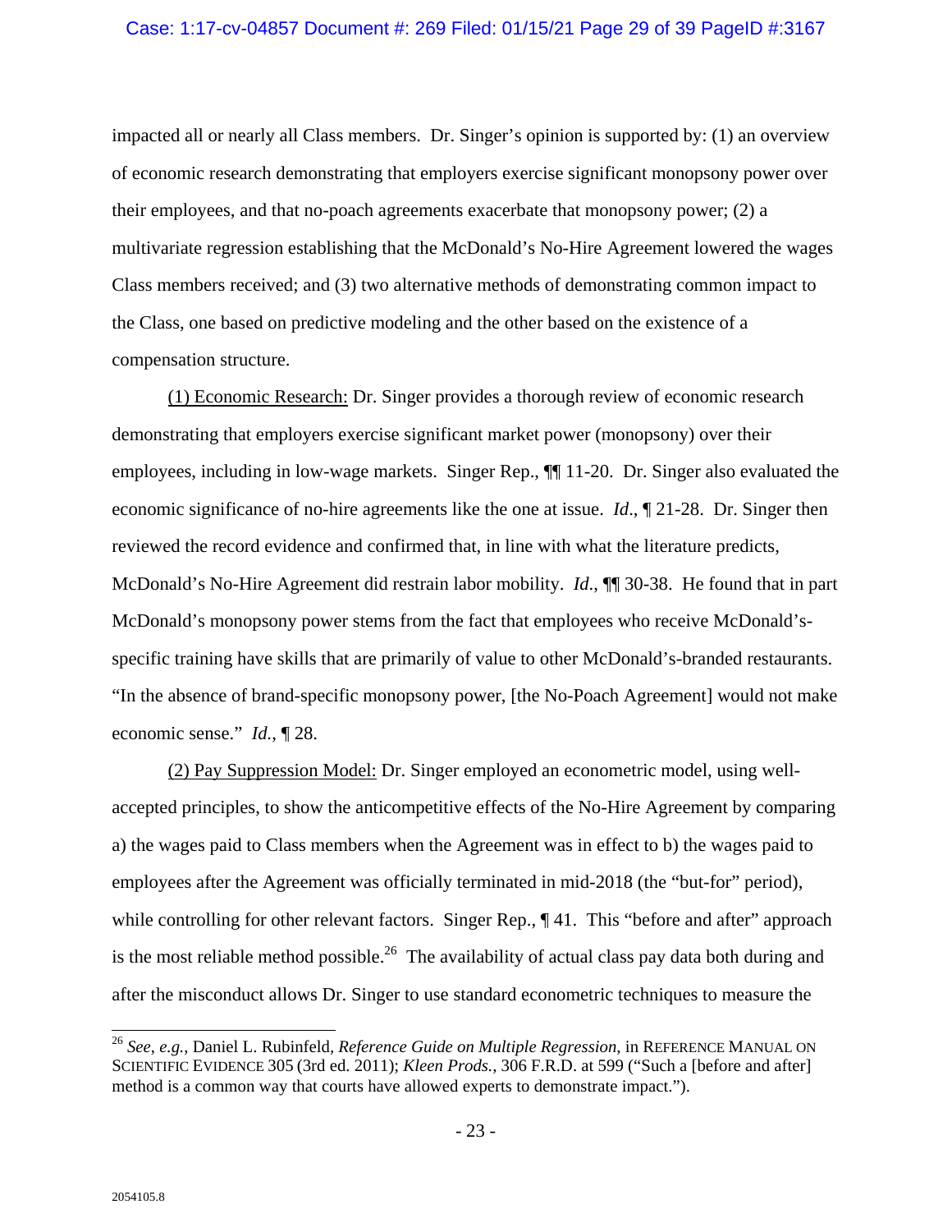impacted all or nearly all Class members. Dr. Singer's opinion is supported by: (1) an overview of economic research demonstrating that employers exercise significant monopsony power over their employees, and that no-poach agreements exacerbate that monopsony power; (2) a multivariate regression establishing that the McDonald's No-Hire Agreement lowered the wages Class members received; and (3) two alternative methods of demonstrating common impact to the Class, one based on predictive modeling and the other based on the existence of a compensation structure.

<u>(1) Economic Research:</u> Dr. Singer provides a thorough review of economic research demonstrating that employers exercise significant market power (monopsony) over their employees, including in low-wage markets. Singer Rep., ¶¶ 11-20. Dr. Singer also evaluated the economic significance of no-hire agreements like the one at issue. *Id*., ¶ 21-28. Dr. Singer then reviewed the record evidence and confirmed that, in line with what the literature predicts, McDonald's No-Hire Agreement did restrain labor mobility. *Id*., ¶¶ 30-38. He found that in part McDonald's monopsony power stems from the fact that employees who receive McDonald's-specific training have skills that are primarily of value to other McDonald's-branded restaurants. "In the absence of brand-specific monopsony power, [the No-Poach Agreement] would not make economic sense." *Id.*, ¶ 28.

<u>(2) Pay Suppression Model:</u> Dr. Singer employed an econometric model, using well-accepted principles, to show the anticompetitive effects of the No-Hire Agreement by comparing a) the wages paid to Class members when the Agreement was in effect to b) the wages paid to employees after the Agreement was officially terminated in mid-2018 (the "but-for" period), while controlling for other relevant factors. Singer Rep., ¶ 41. This "before and after" approach is the most reliable method possible.[26] The availability of actual class pay data both during and after the misconduct allows Dr. Singer to use standard econometric techniques to measure the

---

[26] *See*, *e.g.*, Daniel L. Rubinfeld, *Reference Guide on Multiple Regression*, in REFERENCE MANUAL ON SCIENTIFIC EVIDENCE 305 (3rd ed. 2011); *Kleen Prods.*, 306 F.R.D. at 599 ("Such a [before and after] method is a common way that courts have allowed experts to demonstrate impact.").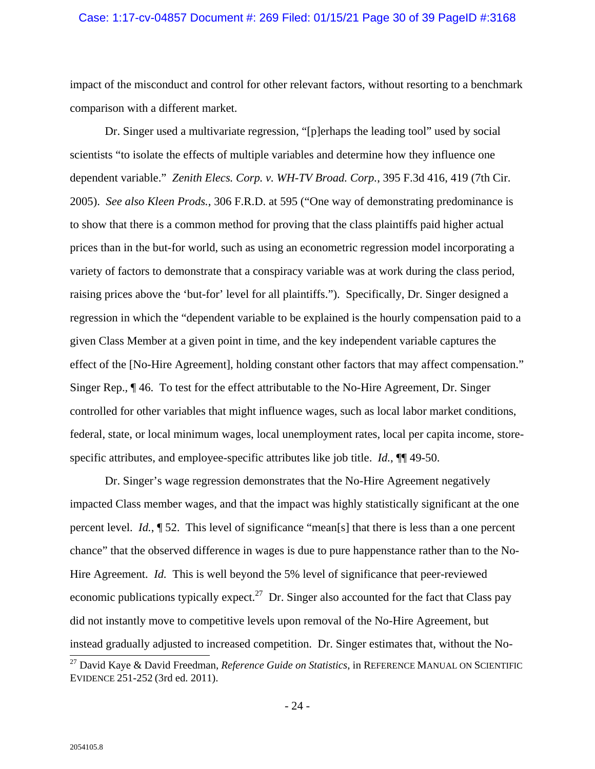impact of the misconduct and control for other relevant factors, without resorting to a benchmark comparison with a different market.

Dr. Singer used a multivariate regression, "[p]erhaps the leading tool" used by social scientists "to isolate the effects of multiple variables and determine how they influence one dependent variable." *Zenith Elecs. Corp. v. WH-TV Broad. Corp.*, 395 F.3d 416, 419 (7th Cir. 2005). *See also Kleen Prods.*, 306 F.R.D. at 595 ("One way of demonstrating predominance is to show that there is a common method for proving that the class plaintiffs paid higher actual prices than in the but-for world, such as using an econometric regression model incorporating a variety of factors to demonstrate that a conspiracy variable was at work during the class period, raising prices above the 'but-for' level for all plaintiffs."). Specifically, Dr. Singer designed a regression in which the "dependent variable to be explained is the hourly compensation paid to a given Class Member at a given point in time, and the key independent variable captures the effect of the [No-Hire Agreement], holding constant other factors that may affect compensation." Singer Rep., ¶ 46. To test for the effect attributable to the No-Hire Agreement, Dr. Singer controlled for other variables that might influence wages, such as local labor market conditions, federal, state, or local minimum wages, local unemployment rates, local per capita income, store-specific attributes, and employee-specific attributes like job title. *Id.*, ¶¶ 49-50.

Dr. Singer's wage regression demonstrates that the No-Hire Agreement negatively impacted Class member wages, and that the impact was highly statistically significant at the one percent level. *Id.*, ¶ 52. This level of significance "mean[s] that there is less than a one percent chance" that the observed difference in wages is due to pure happenstance rather than to the No-Hire Agreement. *Id.* This is well beyond the 5% level of significance that peer-reviewed economic publications typically expect.[27] Dr. Singer also accounted for the fact that Class pay did not instantly move to competitive levels upon removal of the No-Hire Agreement, but instead gradually adjusted to increased competition. Dr. Singer estimates that, without the No-

[27] David Kaye & David Freedman, *Reference Guide on Statistics*, in REFERENCE MANUAL ON SCIENTIFIC EVIDENCE 251-252 (3rd ed. 2011).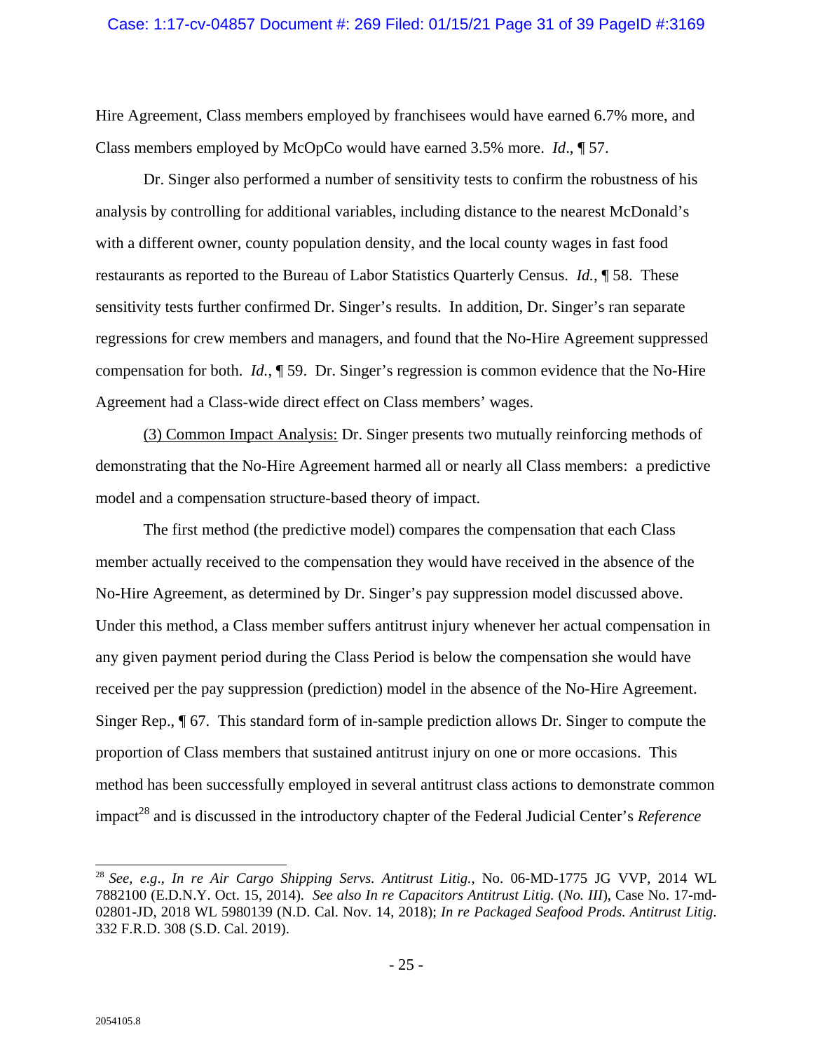Hire Agreement, Class members employed by franchisees would have earned 6.7% more, and Class members employed by McOpCo would have earned 3.5% more. *Id*., ¶ 57.

Dr. Singer also performed a number of sensitivity tests to confirm the robustness of his analysis by controlling for additional variables, including distance to the nearest McDonald's with a different owner, county population density, and the local county wages in fast food restaurants as reported to the Bureau of Labor Statistics Quarterly Census. *Id.*, ¶ 58. These sensitivity tests further confirmed Dr. Singer's results. In addition, Dr. Singer's ran separate regressions for crew members and managers, and found that the No-Hire Agreement suppressed compensation for both. *Id.*, ¶ 59. Dr. Singer's regression is common evidence that the No-Hire Agreement had a Class-wide direct effect on Class members' wages.

(3) Common Impact Analysis: Dr. Singer presents two mutually reinforcing methods of demonstrating that the No-Hire Agreement harmed all or nearly all Class members: a predictive model and a compensation structure-based theory of impact.

The first method (the predictive model) compares the compensation that each Class member actually received to the compensation they would have received in the absence of the No-Hire Agreement, as determined by Dr. Singer's pay suppression model discussed above. Under this method, a Class member suffers antitrust injury whenever her actual compensation in any given payment period during the Class Period is below the compensation she would have received per the pay suppression (prediction) model in the absence of the No-Hire Agreement. Singer Rep., ¶ 67. This standard form of in-sample prediction allows Dr. Singer to compute the proportion of Class members that sustained antitrust injury on one or more occasions. This method has been successfully employed in several antitrust class actions to demonstrate common impact[28] and is discussed in the introductory chapter of the Federal Judicial Center's *Reference*

---

[28] *See, e.g., In re Air Cargo Shipping Servs. Antitrust Litig.*, No. 06-MD-1775 JG VVP, 2014 WL 7882100 (E.D.N.Y. Oct. 15, 2014). *See also In re Capacitors Antitrust Litig.* (*No. III*), Case No. 17-md-02801-JD, 2018 WL 5980139 (N.D. Cal. Nov. 14, 2018); *In re Packaged Seafood Prods. Antitrust Litig.* 332 F.R.D. 308 (S.D. Cal. 2019).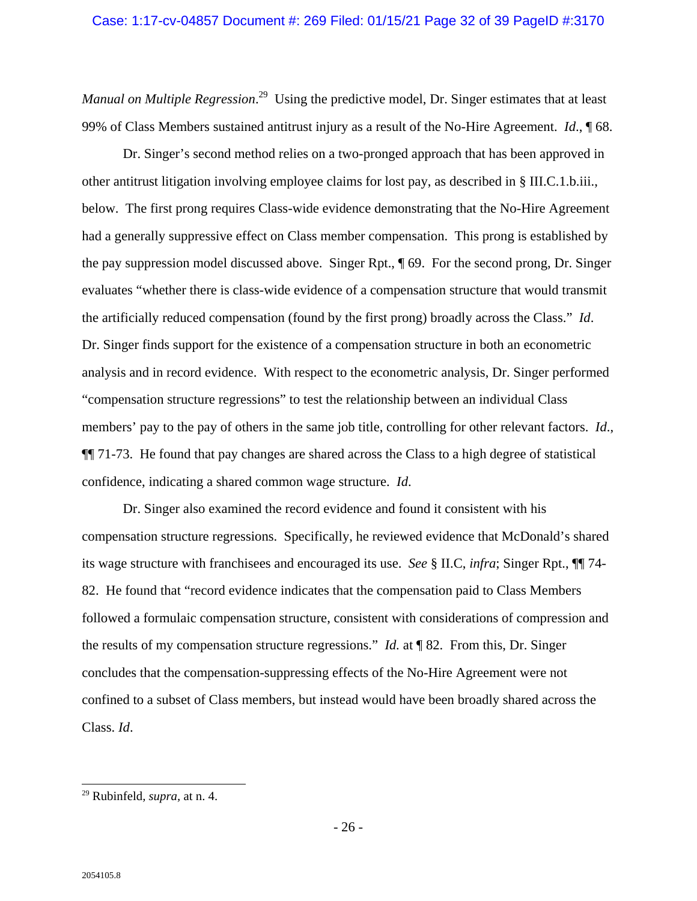*Manual on Multiple Regression*.[29] Using the predictive model, Dr. Singer estimates that at least 99% of Class Members sustained antitrust injury as a result of the No-Hire Agreement. *Id*., ¶ 68.

Dr. Singer's second method relies on a two-pronged approach that has been approved in other antitrust litigation involving employee claims for lost pay, as described in § III.C.1.b.iii., below. The first prong requires Class-wide evidence demonstrating that the No-Hire Agreement had a generally suppressive effect on Class member compensation. This prong is established by the pay suppression model discussed above. Singer Rpt., ¶ 69. For the second prong, Dr. Singer evaluates "whether there is class-wide evidence of a compensation structure that would transmit the artificially reduced compensation (found by the first prong) broadly across the Class." *Id*. Dr. Singer finds support for the existence of a compensation structure in both an econometric analysis and in record evidence. With respect to the econometric analysis, Dr. Singer performed "compensation structure regressions" to test the relationship between an individual Class members' pay to the pay of others in the same job title, controlling for other relevant factors. *Id*., ¶¶ 71-73. He found that pay changes are shared across the Class to a high degree of statistical confidence, indicating a shared common wage structure. *Id.*

Dr. Singer also examined the record evidence and found it consistent with his compensation structure regressions. Specifically, he reviewed evidence that McDonald's shared its wage structure with franchisees and encouraged its use. *See* § II.C, *infra*; Singer Rpt., ¶¶ 74-82. He found that "record evidence indicates that the compensation paid to Class Members followed a formulaic compensation structure, consistent with considerations of compression and the results of my compensation structure regressions." *Id.* at ¶ 82. From this, Dr. Singer concludes that the compensation-suppressing effects of the No-Hire Agreement were not confined to a subset of Class members, but instead would have been broadly shared across the Class. *Id*.

---

[29] Rubinfeld, *supra*, at n. 4.

2054105.8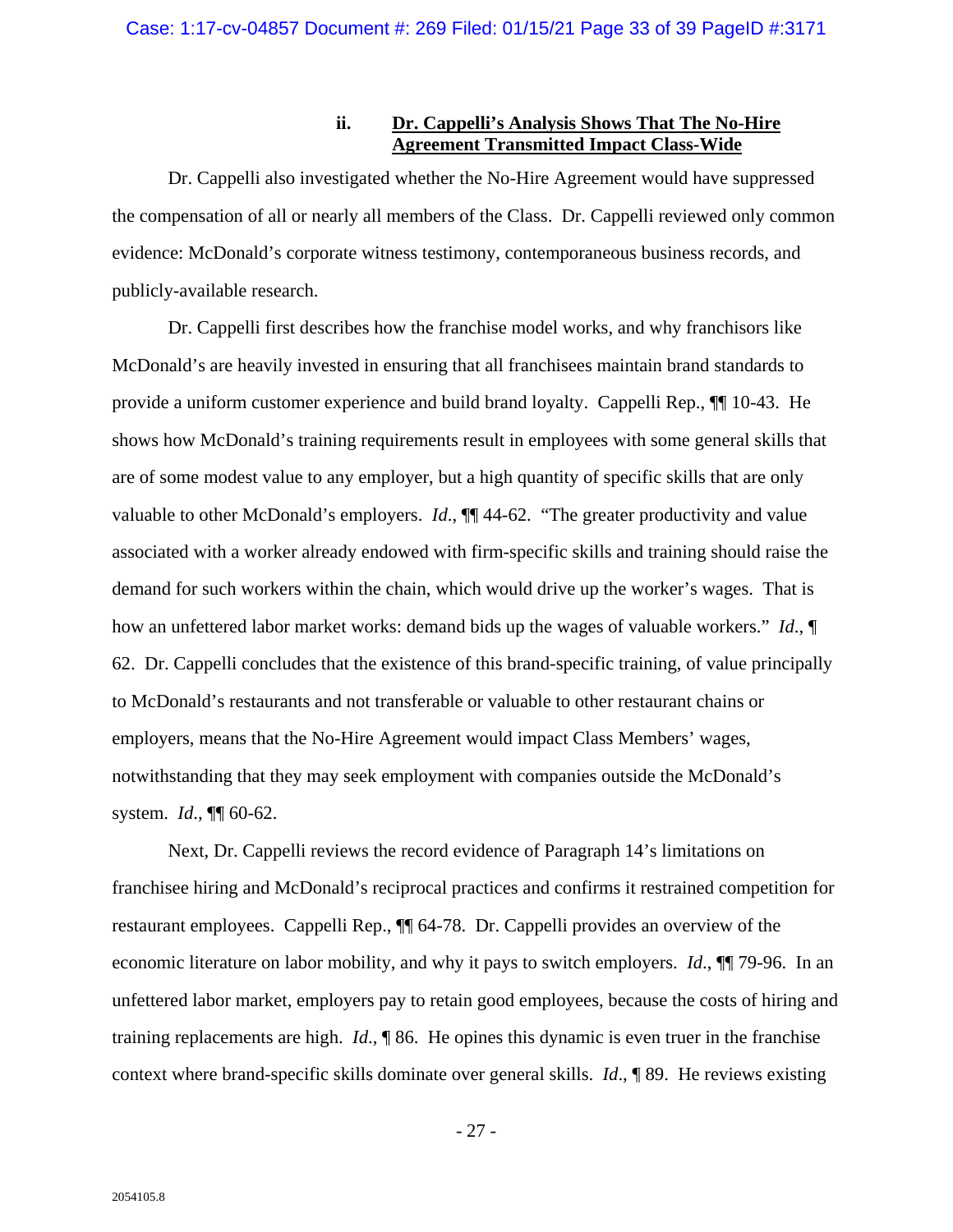### ii. <u>Dr. Cappelli's Analysis Shows That The No-Hire Agreement Transmitted Impact Class-Wide</u>

Dr. Cappelli also investigated whether the No-Hire Agreement would have suppressed the compensation of all or nearly all members of the Class. Dr. Cappelli reviewed only common evidence: McDonald's corporate witness testimony, contemporaneous business records, and publicly-available research.

Dr. Cappelli first describes how the franchise model works, and why franchisors like McDonald's are heavily invested in ensuring that all franchisees maintain brand standards to provide a uniform customer experience and build brand loyalty. Cappelli Rep., ¶¶ 10-43. He shows how McDonald's training requirements result in employees with some general skills that are of some modest value to any employer, but a high quantity of specific skills that are only valuable to other McDonald's employers. *Id*., ¶¶ 44-62. "The greater productivity and value associated with a worker already endowed with firm-specific skills and training should raise the demand for such workers within the chain, which would drive up the worker's wages. That is how an unfettered labor market works: demand bids up the wages of valuable workers." *Id*., ¶ 62. Dr. Cappelli concludes that the existence of this brand-specific training, of value principally to McDonald's restaurants and not transferable or valuable to other restaurant chains or employers, means that the No-Hire Agreement would impact Class Members' wages, notwithstanding that they may seek employment with companies outside the McDonald's system. *Id*., ¶¶ 60-62.

Next, Dr. Cappelli reviews the record evidence of Paragraph 14's limitations on franchisee hiring and McDonald's reciprocal practices and confirms it restrained competition for restaurant employees. Cappelli Rep., ¶¶ 64-78. Dr. Cappelli provides an overview of the economic literature on labor mobility, and why it pays to switch employers. *Id*., ¶¶ 79-96. In an unfettered labor market, employers pay to retain good employees, because the costs of hiring and training replacements are high. *Id*., ¶ 86. He opines this dynamic is even truer in the franchise context where brand-specific skills dominate over general skills. *Id*., ¶ 89. He reviews existing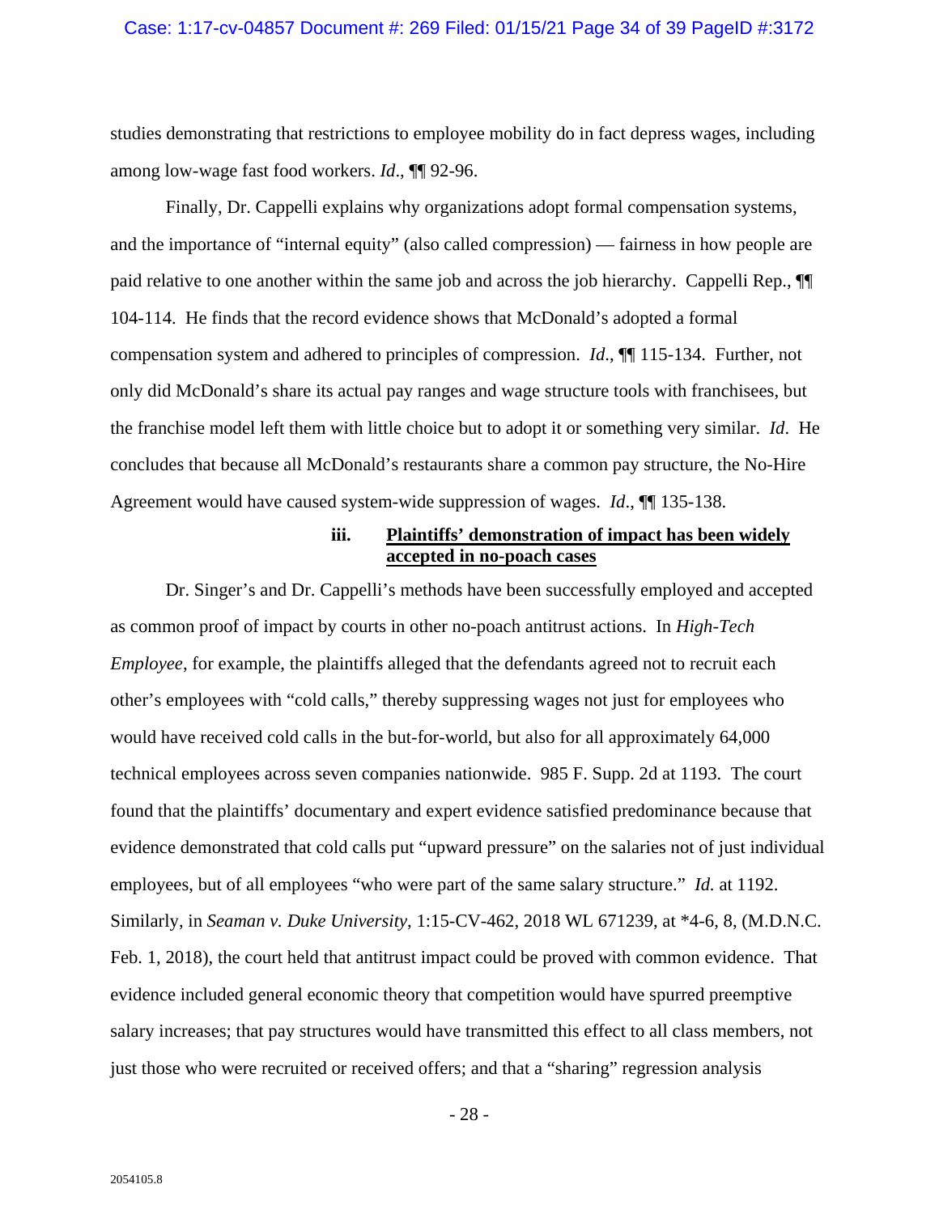studies demonstrating that restrictions to employee mobility do in fact depress wages, including among low-wage fast food workers. *Id*., ¶¶ 92-96.

Finally, Dr. Cappelli explains why organizations adopt formal compensation systems, and the importance of "internal equity" (also called compression) — fairness in how people are paid relative to one another within the same job and across the job hierarchy. Cappelli Rep., ¶¶ 104-114. He finds that the record evidence shows that McDonald's adopted a formal compensation system and adhered to principles of compression. *Id*., ¶¶ 115-134. Further, not only did McDonald's share its actual pay ranges and wage structure tools with franchisees, but the franchise model left them with little choice but to adopt it or something very similar. *Id*. He concludes that because all McDonald's restaurants share a common pay structure, the No-Hire Agreement would have caused system-wide suppression of wages. *Id*., ¶¶ 135-138.

#### iii. Plaintiffs' demonstration of impact has been widely accepted in no-poach cases

Dr. Singer's and Dr. Cappelli's methods have been successfully employed and accepted as common proof of impact by courts in other no-poach antitrust actions. In *High-Tech Employee*, for example, the plaintiffs alleged that the defendants agreed not to recruit each other's employees with "cold calls," thereby suppressing wages not just for employees who would have received cold calls in the but-for-world, but also for all approximately 64,000 technical employees across seven companies nationwide. 985 F. Supp. 2d at 1193. The court found that the plaintiffs' documentary and expert evidence satisfied predominance because that evidence demonstrated that cold calls put "upward pressure" on the salaries not of just individual employees, but of all employees "who were part of the same salary structure." *Id.* at 1192. Similarly, in *Seaman v. Duke University*, 1:15-CV-462, 2018 WL 671239, at *4-6, 8, (M.D.N.C. Feb. 1, 2018), the court held that antitrust impact could be proved with common evidence. That evidence included general economic theory that competition would have spurred preemptive salary increases; that pay structures would have transmitted this effect to all class members, not just those who were recruited or received offers; and that a "sharing" regression analysis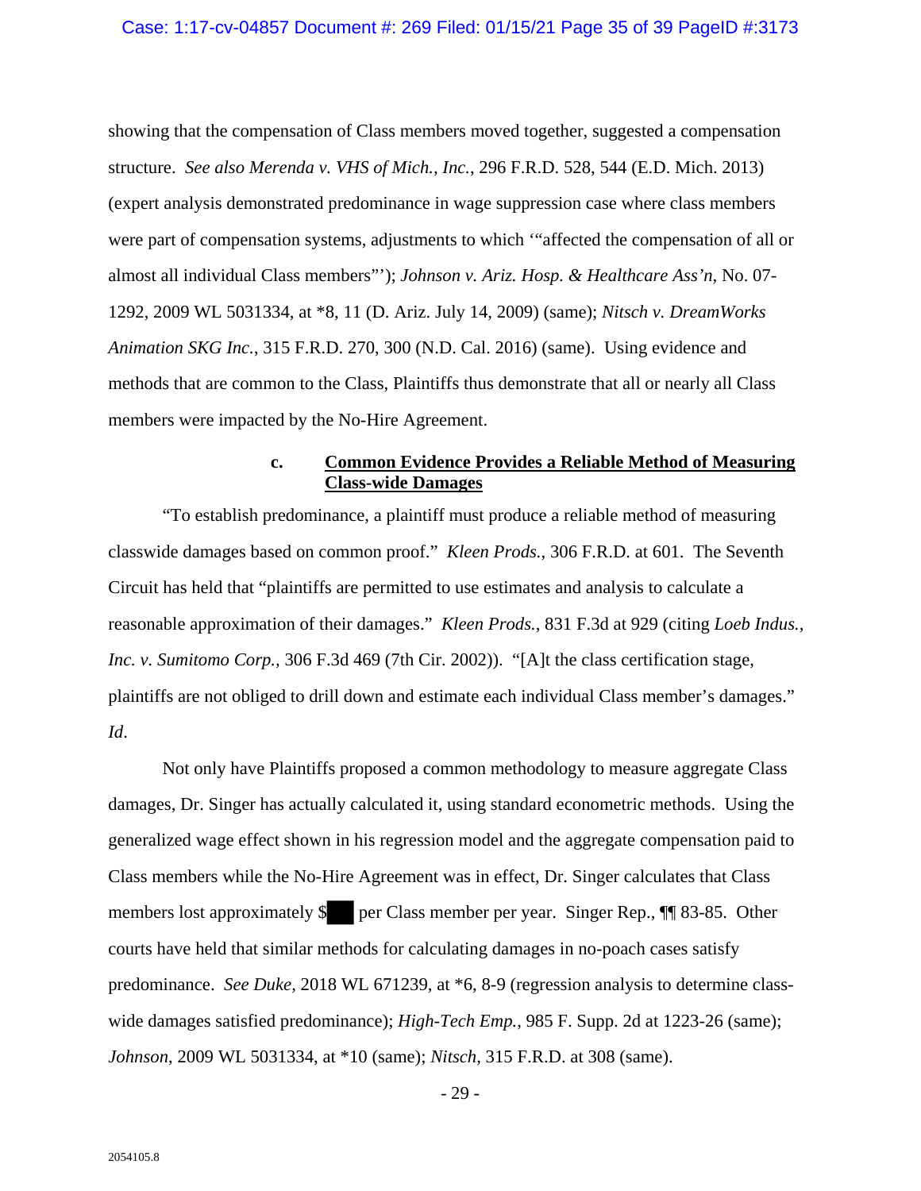showing that the compensation of Class members moved together, suggested a compensation structure. *See also Merenda v. VHS of Mich., Inc.*, 296 F.R.D. 528, 544 (E.D. Mich. 2013) (expert analysis demonstrated predominance in wage suppression case where class members were part of compensation systems, adjustments to which '"affected the compensation of all or almost all individual Class members"'); *Johnson v. Ariz. Hosp. & Healthcare Ass'n*, No. 07-1292, 2009 WL 5031334, at *8, 11 (D. Ariz. July 14, 2009) (same); *Nitsch v. DreamWorks Animation SKG Inc.*, 315 F.R.D. 270, 300 (N.D. Cal. 2016) (same). Using evidence and methods that are common to the Class, Plaintiffs thus demonstrate that all or nearly all Class members were impacted by the No-Hire Agreement.

#### c. Common Evidence Provides a Reliable Method of Measuring Class-wide Damages

"To establish predominance, a plaintiff must produce a reliable method of measuring classwide damages based on common proof." *Kleen Prods.*, 306 F.R.D. at 601. The Seventh Circuit has held that "plaintiffs are permitted to use estimates and analysis to calculate a reasonable approximation of their damages." *Kleen Prods.*, 831 F.3d at 929 (citing *Loeb Indus., Inc. v. Sumitomo Corp.*, 306 F.3d 469 (7th Cir. 2002)). "[A]t the class certification stage, plaintiffs are not obliged to drill down and estimate each individual Class member's damages." *Id*.

Not only have Plaintiffs proposed a common methodology to measure aggregate Class damages, Dr. Singer has actually calculated it, using standard econometric methods. Using the generalized wage effect shown in his regression model and the aggregate compensation paid to Class members while the No-Hire Agreement was in effect, Dr. Singer calculates that Class members lost approximately $██ per Class member per year. Singer Rep., ¶¶ 83-85. Other courts have held that similar methods for calculating damages in no-poach cases satisfy predominance. *See Duke*, 2018 WL 671239, at *6, 8-9 (regression analysis to determine class-wide damages satisfied predominance); *High-Tech Emp.*, 985 F. Supp. 2d at 1223-26 (same); *Johnson*, 2009 WL 5031334, at *10 (same); *Nitsch*, 315 F.R.D. at 308 (same).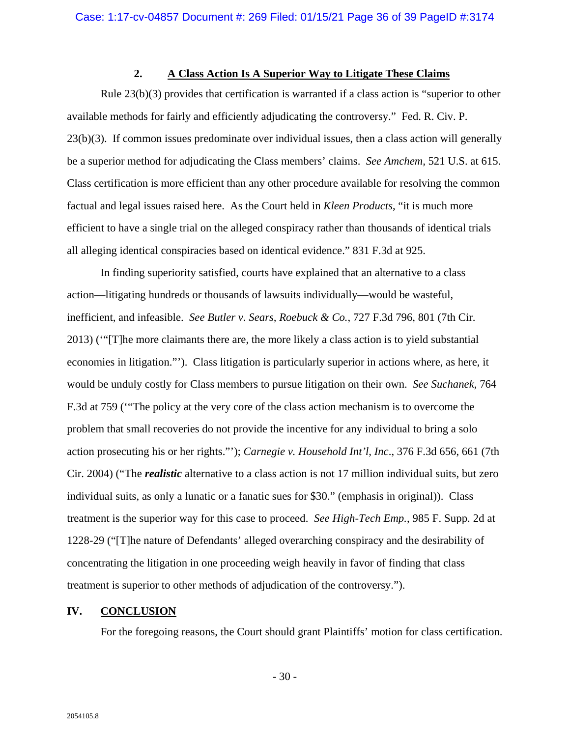### 2. A Class Action Is A Superior Way to Litigate These Claims

Rule 23(b)(3) provides that certification is warranted if a class action is "superior to other available methods for fairly and efficiently adjudicating the controversy." Fed. R. Civ. P. 23(b)(3). If common issues predominate over individual issues, then a class action will generally be a superior method for adjudicating the Class members' claims. *See Amchem,* 521 U.S. at 615. Class certification is more efficient than any other procedure available for resolving the common factual and legal issues raised here. As the Court held in *Kleen Products*, "it is much more efficient to have a single trial on the alleged conspiracy rather than thousands of identical trials all alleging identical conspiracies based on identical evidence." 831 F.3d at 925.

In finding superiority satisfied, courts have explained that an alternative to a class action—litigating hundreds or thousands of lawsuits individually—would be wasteful, inefficient, and infeasible. *See Butler v. Sears, Roebuck & Co.*, 727 F.3d 796, 801 (7th Cir. 2013) ('"[T]he more claimants there are, the more likely a class action is to yield substantial economies in litigation."'). Class litigation is particularly superior in actions where, as here, it would be unduly costly for Class members to pursue litigation on their own. *See Suchanek*, 764 F.3d at 759 ('"The policy at the very core of the class action mechanism is to overcome the problem that small recoveries do not provide the incentive for any individual to bring a solo action prosecuting his or her rights."'); *Carnegie v. Household Int'l, Inc*., 376 F.3d 656, 661 (7th Cir. 2004) ("The ***realistic*** alternative to a class action is not 17 million individual suits, but zero individual suits, as only a lunatic or a fanatic sues for $30." (emphasis in original)). Class treatment is the superior way for this case to proceed. *See High-Tech Emp.*, 985 F. Supp. 2d at 1228-29 ("[T]he nature of Defendants' alleged overarching conspiracy and the desirability of concentrating the litigation in one proceeding weigh heavily in favor of finding that class treatment is superior to other methods of adjudication of the controversy.").

## IV. CONCLUSION

For the foregoing reasons, the Court should grant Plaintiffs' motion for class certification.

2054105.8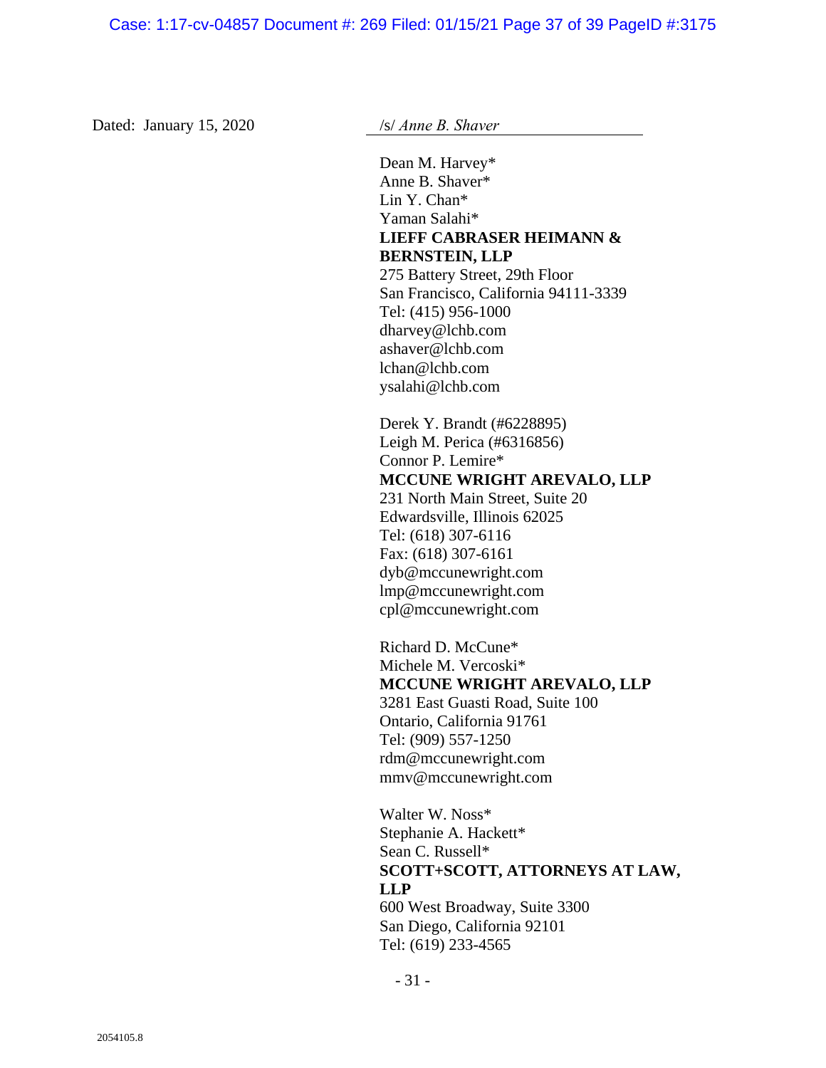Dated: January 15, 2020

/s/ *Anne B. Shaver*

Dean M. Harvey*
Anne B. Shaver*
Lin Y. Chan*
Yaman Salahi*
**LIEFF CABRASER HEIMANN & BERNSTEIN, LLP**
275 Battery Street, 29th Floor
San Francisco, California 94111-3339
Tel: (415) 956-1000
dharvey@lchb.com
ashaver@lchb.com
lchan@lchb.com
ysalahi@lchb.com

Derek Y. Brandt (#6228895)
Leigh M. Perica (#6316856)
Connor P. Lemire*
**MCCUNE WRIGHT AREVALO, LLP**
231 North Main Street, Suite 20
Edwardsville, Illinois 62025
Tel: (618) 307-6116
Fax: (618) 307-6161
dyb@mccunewright.com
lmp@mccunewright.com
cpl@mccunewright.com

Richard D. McCune*
Michele M. Vercoski*
**MCCUNE WRIGHT AREVALO, LLP**
3281 East Guasti Road, Suite 100
Ontario, California 91761
Tel: (909) 557-1250
rdm@mccunewright.com
mmv@mccunewright.com

Walter W. Noss*
Stephanie A. Hackett*
Sean C. Russell*
**SCOTT+SCOTT, ATTORNEYS AT LAW, LLP**
600 West Broadway, Suite 3300
San Diego, California 92101
Tel: (619) 233-4565

2054105.8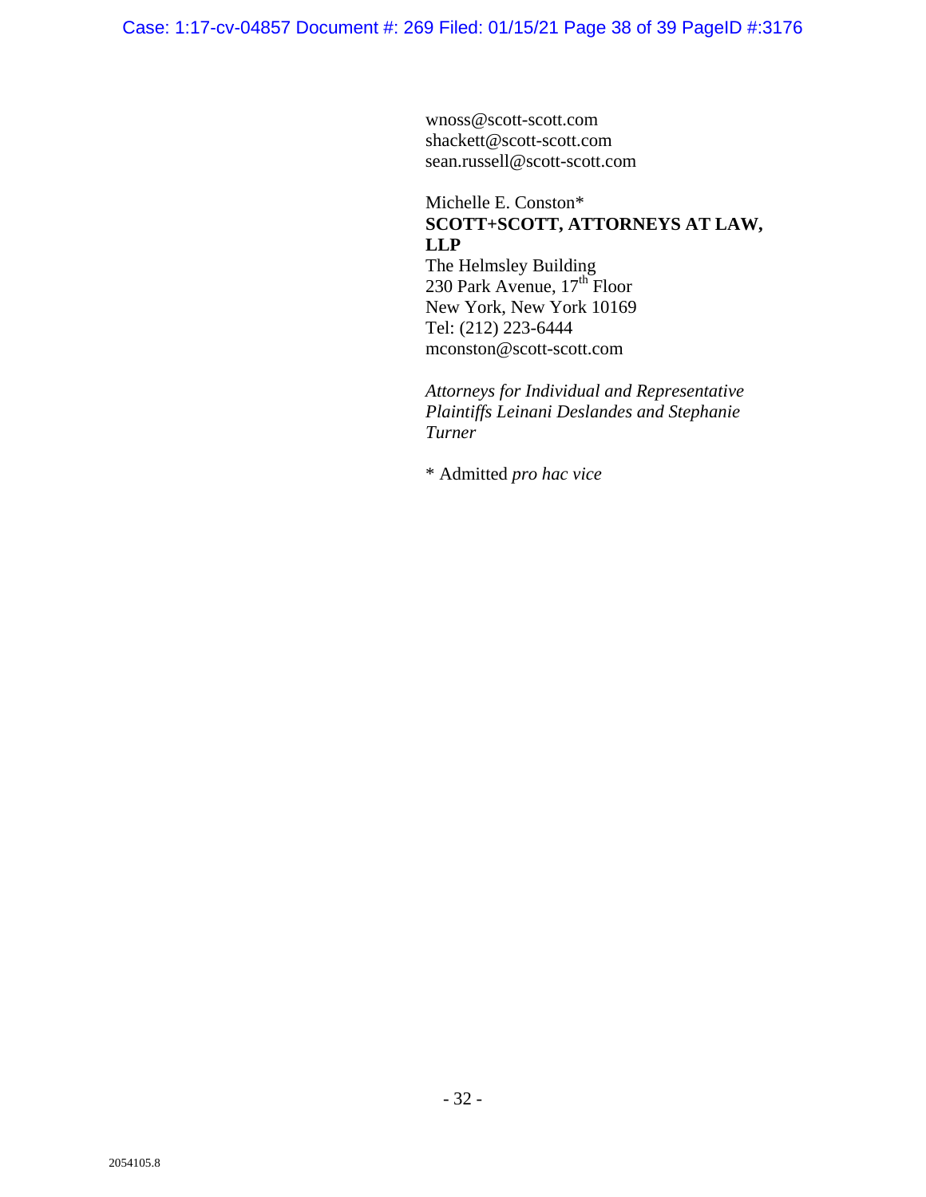wnoss@scott-scott.com
shackett@scott-scott.com
sean.russell@scott-scott.com

Michelle E. Conston*
**SCOTT+SCOTT, ATTORNEYS AT LAW, LLP**
The Helmsley Building
230 Park Avenue, 17th Floor
New York, New York 10169
Tel: (212) 223-6444
mconston@scott-scott.com

*Attorneys for Individual and Representative Plaintiffs Leinani Deslandes and Stephanie Turner*

* Admitted *pro hac vice*

2054105.8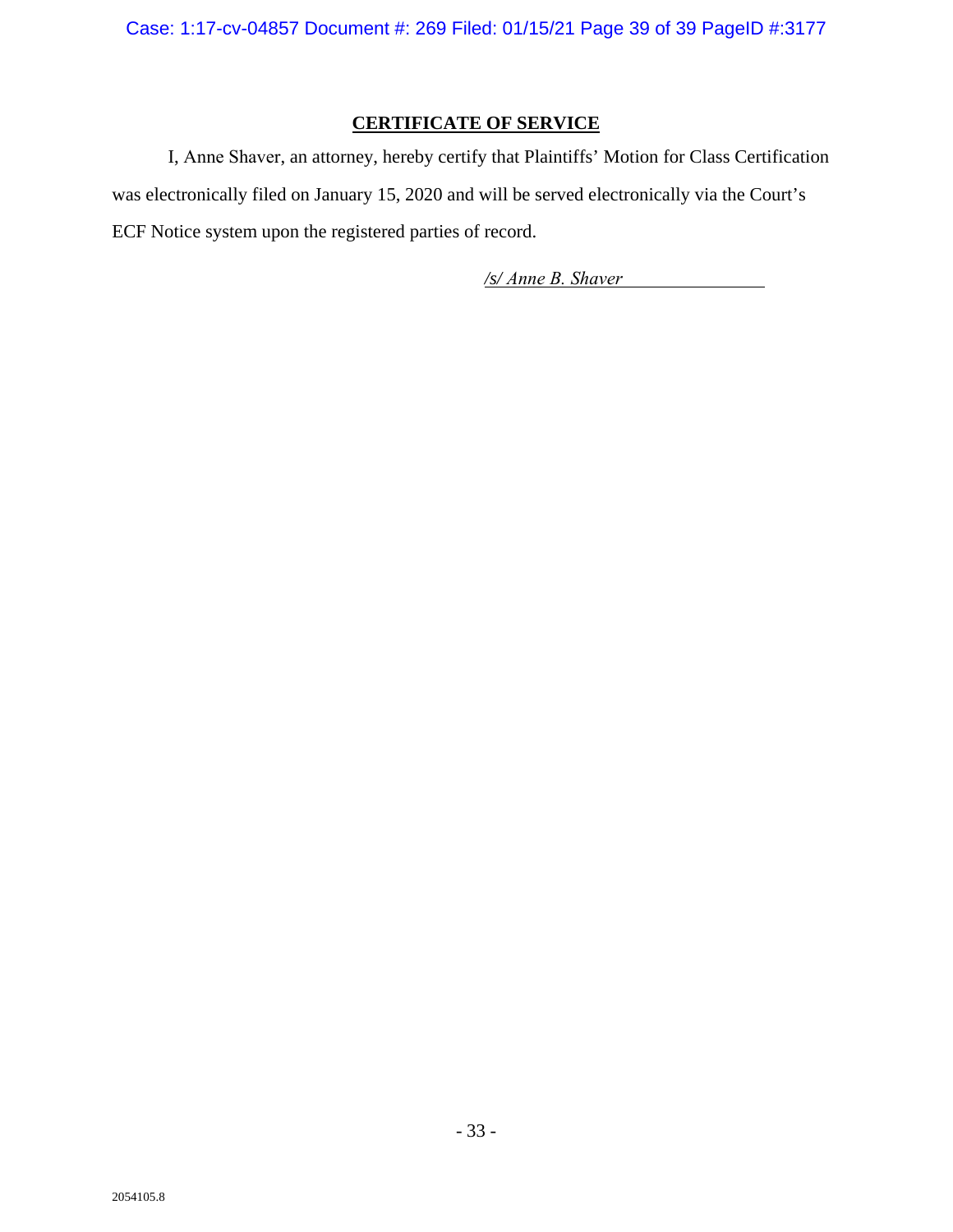## CERTIFICATE OF SERVICE

I, Anne Shaver, an attorney, hereby certify that Plaintiffs' Motion for Class Certification was electronically filed on January 15, 2020 and will be served electronically via the Court's ECF Notice system upon the registered parties of record.

*/s/ Anne B. Shaver*

2054105.8